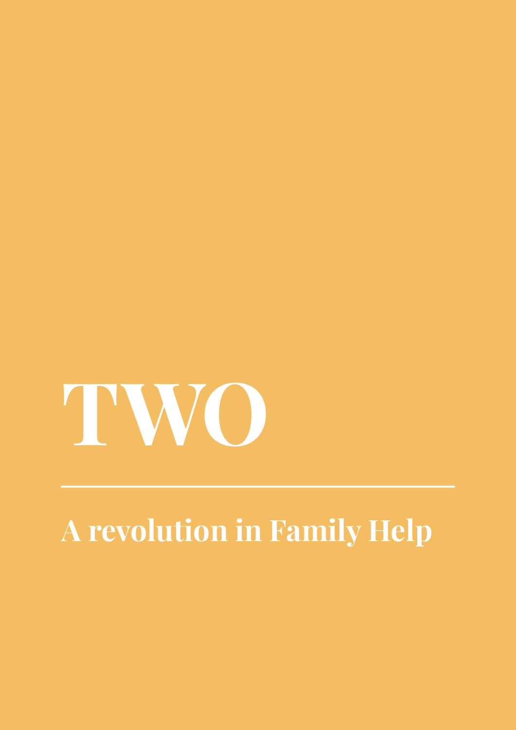# TWO

## A revolution in Family Help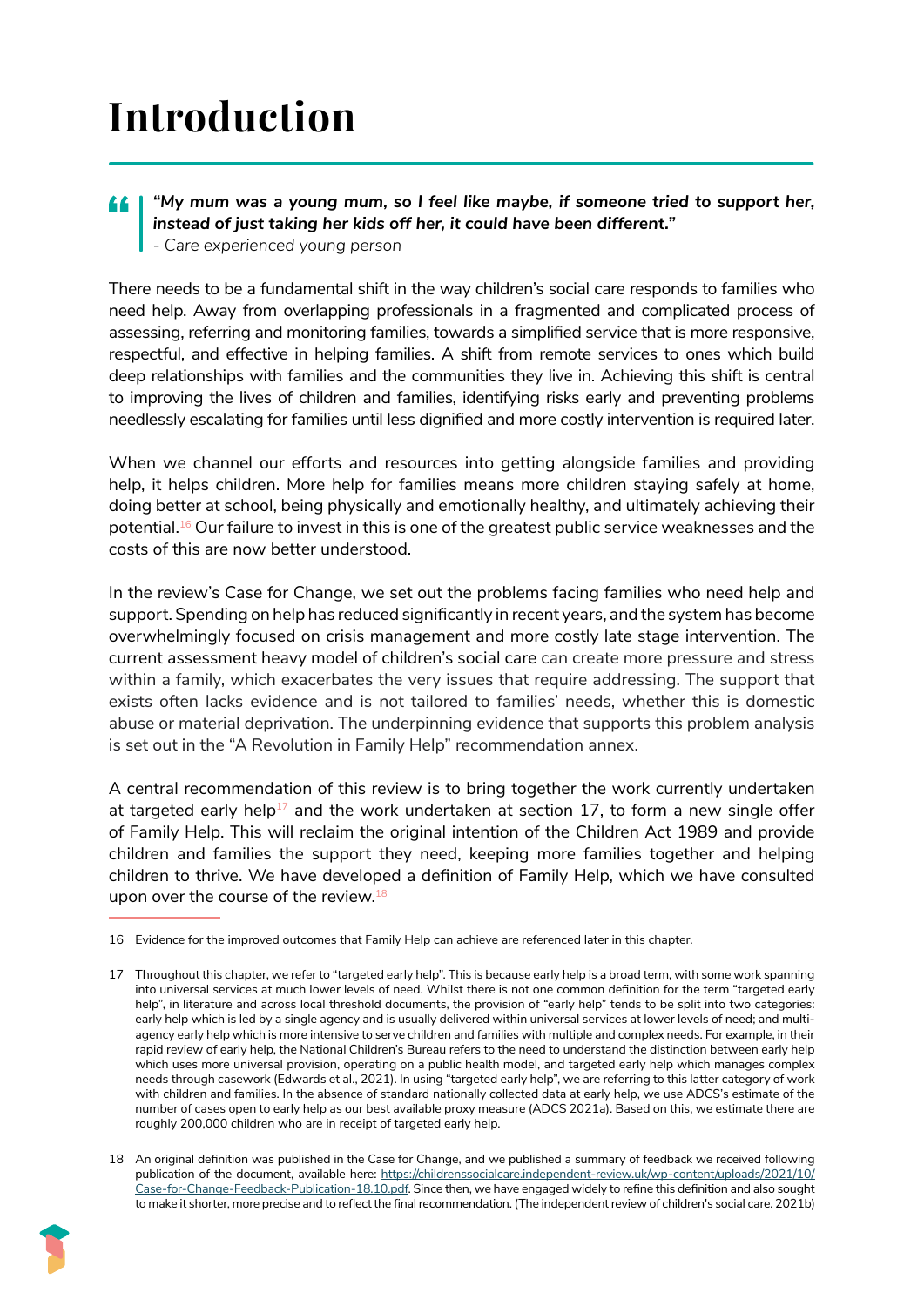# Introduction

> ***"My mum was a young mum, so I feel like maybe, if someone tried to support her, instead of just taking her kids off her, it could have been different."***
> *- Care experienced young person*

There needs to be a fundamental shift in the way children's social care responds to families who need help. Away from overlapping professionals in a fragmented and complicated process of assessing, referring and monitoring families, towards a simplified service that is more responsive, respectful, and effective in helping families. A shift from remote services to ones which build deep relationships with families and the communities they live in. Achieving this shift is central to improving the lives of children and families, identifying risks early and preventing problems needlessly escalating for families until less dignified and more costly intervention is required later.

When we channel our efforts and resources into getting alongside families and providing help, it helps children. More help for families means more children staying safely at home, doing better at school, being physically and emotionally healthy, and ultimately achieving their potential.[16] Our failure to invest in this is one of the greatest public service weaknesses and the costs of this are now better understood.

In the review's Case for Change, we set out the problems facing families who need help and support. Spending on help has reduced significantly in recent years, and the system has become overwhelmingly focused on crisis management and more costly late stage intervention. The current assessment heavy model of children's social care can create more pressure and stress within a family, which exacerbates the very issues that require addressing. The support that exists often lacks evidence and is not tailored to families' needs, whether this is domestic abuse or material deprivation. The underpinning evidence that supports this problem analysis is set out in the "A Revolution in Family Help" recommendation annex.

A central recommendation of this review is to bring together the work currently undertaken at targeted early help[17] and the work undertaken at section 17, to form a new single offer of Family Help. This will reclaim the original intention of the Children Act 1989 and provide children and families the support they need, keeping more families together and helping children to thrive. We have developed a definition of Family Help, which we have consulted upon over the course of the review.[18]

---

16 Evidence for the improved outcomes that Family Help can achieve are referenced later in this chapter.

17 Throughout this chapter, we refer to "targeted early help". This is because early help is a broad term, with some work spanning into universal services at much lower levels of need. Whilst there is not one common definition for the term "targeted early help", in literature and across local threshold documents, the provision of "early help" tends to be split into two categories: early help which is led by a single agency and is usually delivered within universal services at lower levels of need; and multi-agency early help which is more intensive to serve children and families with multiple and complex needs. For example, in their rapid review of early help, the National Children's Bureau refers to the need to understand the distinction between early help which uses more universal provision, operating on a public health model, and targeted early help which manages complex needs through casework (Edwards et al., 2021). In using "targeted early help", we are referring to this latter category of work with children and families. In the absence of standard nationally collected data at early help, we use ADCS's estimate of the number of cases open to early help as our best available proxy measure (ADCS 2021a). Based on this, we estimate there are roughly 200,000 children who are in receipt of targeted early help.

18 An original definition was published in the Case for Change, and we published a summary of feedback we received following publication of the document, available here: https://childrenssocialcare.independent-review.uk/wp-content/uploads/2021/10/Case-for-Change-Feedback-Publication-18.10.pdf. Since then, we have engaged widely to refine this definition and also sought to make it shorter, more precise and to reflect the final recommendation. (The independent review of children's social care. 2021b)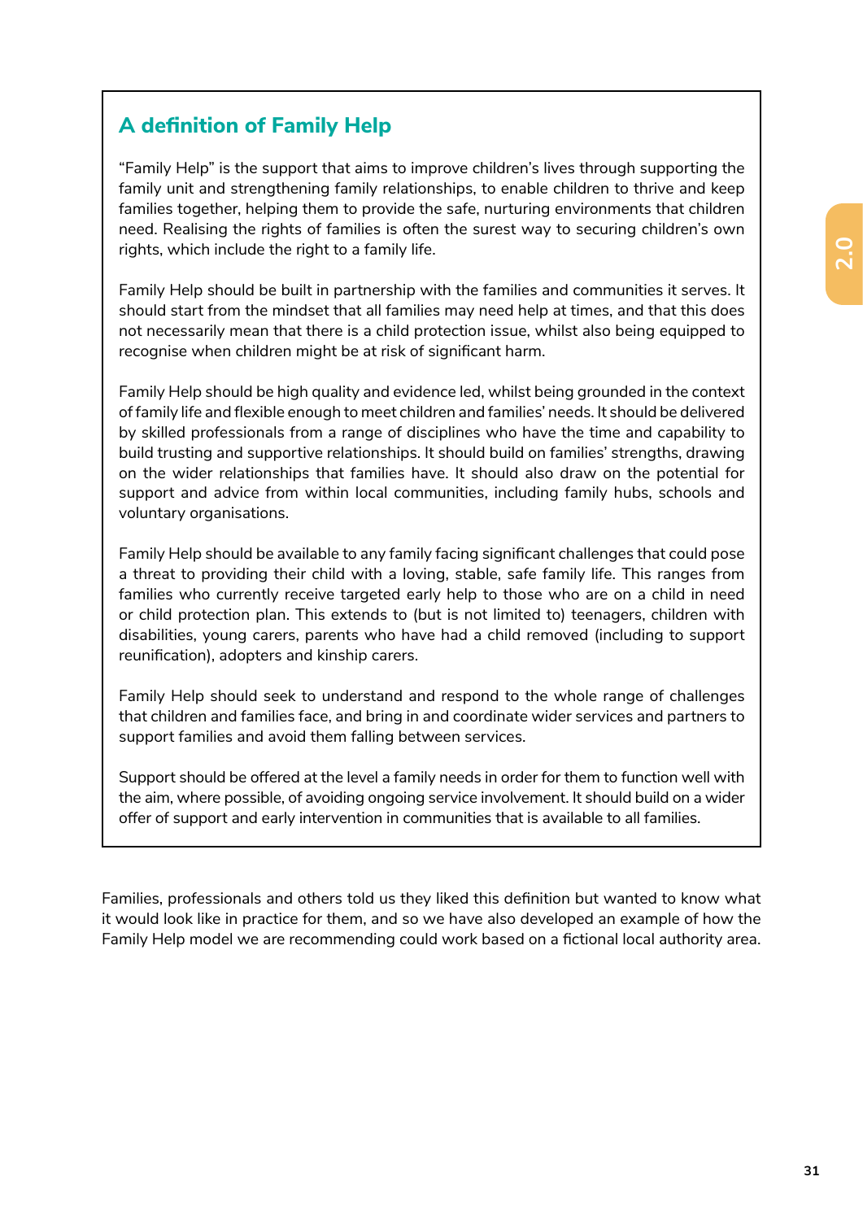## A definition of Family Help

"Family Help" is the support that aims to improve children's lives through supporting the family unit and strengthening family relationships, to enable children to thrive and keep families together, helping them to provide the safe, nurturing environments that children need. Realising the rights of families is often the surest way to securing children's own rights, which include the right to a family life.

Family Help should be built in partnership with the families and communities it serves. It should start from the mindset that all families may need help at times, and that this does not necessarily mean that there is a child protection issue, whilst also being equipped to recognise when children might be at risk of significant harm.

Family Help should be high quality and evidence led, whilst being grounded in the context of family life and flexible enough to meet children and families' needs. It should be delivered by skilled professionals from a range of disciplines who have the time and capability to build trusting and supportive relationships. It should build on families' strengths, drawing on the wider relationships that families have. It should also draw on the potential for support and advice from within local communities, including family hubs, schools and voluntary organisations.

Family Help should be available to any family facing significant challenges that could pose a threat to providing their child with a loving, stable, safe family life. This ranges from families who currently receive targeted early help to those who are on a child in need or child protection plan. This extends to (but is not limited to) teenagers, children with disabilities, young carers, parents who have had a child removed (including to support reunification), adopters and kinship carers.

Family Help should seek to understand and respond to the whole range of challenges that children and families face, and bring in and coordinate wider services and partners to support families and avoid them falling between services.

Support should be offered at the level a family needs in order for them to function well with the aim, where possible, of avoiding ongoing service involvement. It should build on a wider offer of support and early intervention in communities that is available to all families.

Families, professionals and others told us they liked this definition but wanted to know what it would look like in practice for them, and so we have also developed an example of how the Family Help model we are recommending could work based on a fictional local authority area.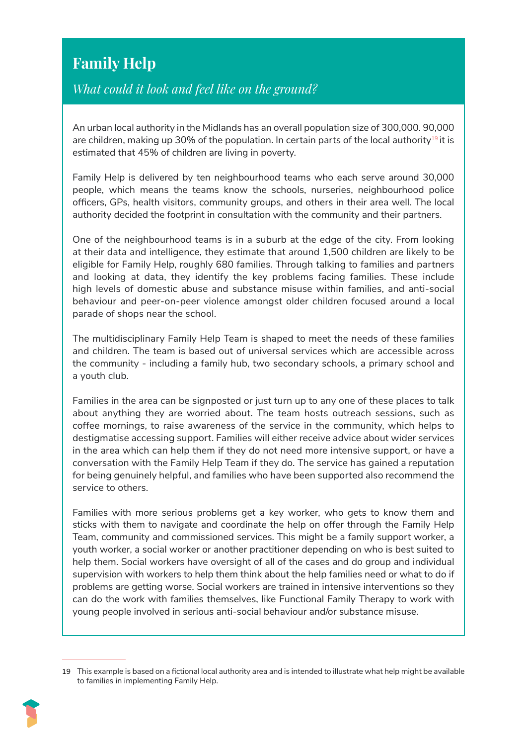## Family Help

*What could it look and feel like on the ground?*

An urban local authority in the Midlands has an overall population size of 300,000. 90,000 are children, making up 30% of the population. In certain parts of the local authority[19] it is estimated that 45% of children are living in poverty.

Family Help is delivered by ten neighbourhood teams who each serve around 30,000 people, which means the teams know the schools, nurseries, neighbourhood police officers, GPs, health visitors, community groups, and others in their area well. The local authority decided the footprint in consultation with the community and their partners.

One of the neighbourhood teams is in a suburb at the edge of the city. From looking at their data and intelligence, they estimate that around 1,500 children are likely to be eligible for Family Help, roughly 680 families. Through talking to families and partners and looking at data, they identify the key problems facing families. These include high levels of domestic abuse and substance misuse within families, and anti-social behaviour and peer-on-peer violence amongst older children focused around a local parade of shops near the school.

The multidisciplinary Family Help Team is shaped to meet the needs of these families and children. The team is based out of universal services which are accessible across the community - including a family hub, two secondary schools, a primary school and a youth club.

Families in the area can be signposted or just turn up to any one of these places to talk about anything they are worried about. The team hosts outreach sessions, such as coffee mornings, to raise awareness of the service in the community, which helps to destigmatise accessing support. Families will either receive advice about wider services in the area which can help them if they do not need more intensive support, or have a conversation with the Family Help Team if they do. The service has gained a reputation for being genuinely helpful, and families who have been supported also recommend the service to others.

Families with more serious problems get a key worker, who gets to know them and sticks with them to navigate and coordinate the help on offer through the Family Help Team, community and commissioned services. This might be a family support worker, a youth worker, a social worker or another practitioner depending on who is best suited to help them. Social workers have oversight of all of the cases and do group and individual supervision with workers to help them think about the help families need or what to do if problems are getting worse. Social workers are trained in intensive interventions so they can do the work with families themselves, like Functional Family Therapy to work with young people involved in serious anti-social behaviour and/or substance misuse.

---

19 This example is based on a fictional local authority area and is intended to illustrate what help might be available to families in implementing Family Help.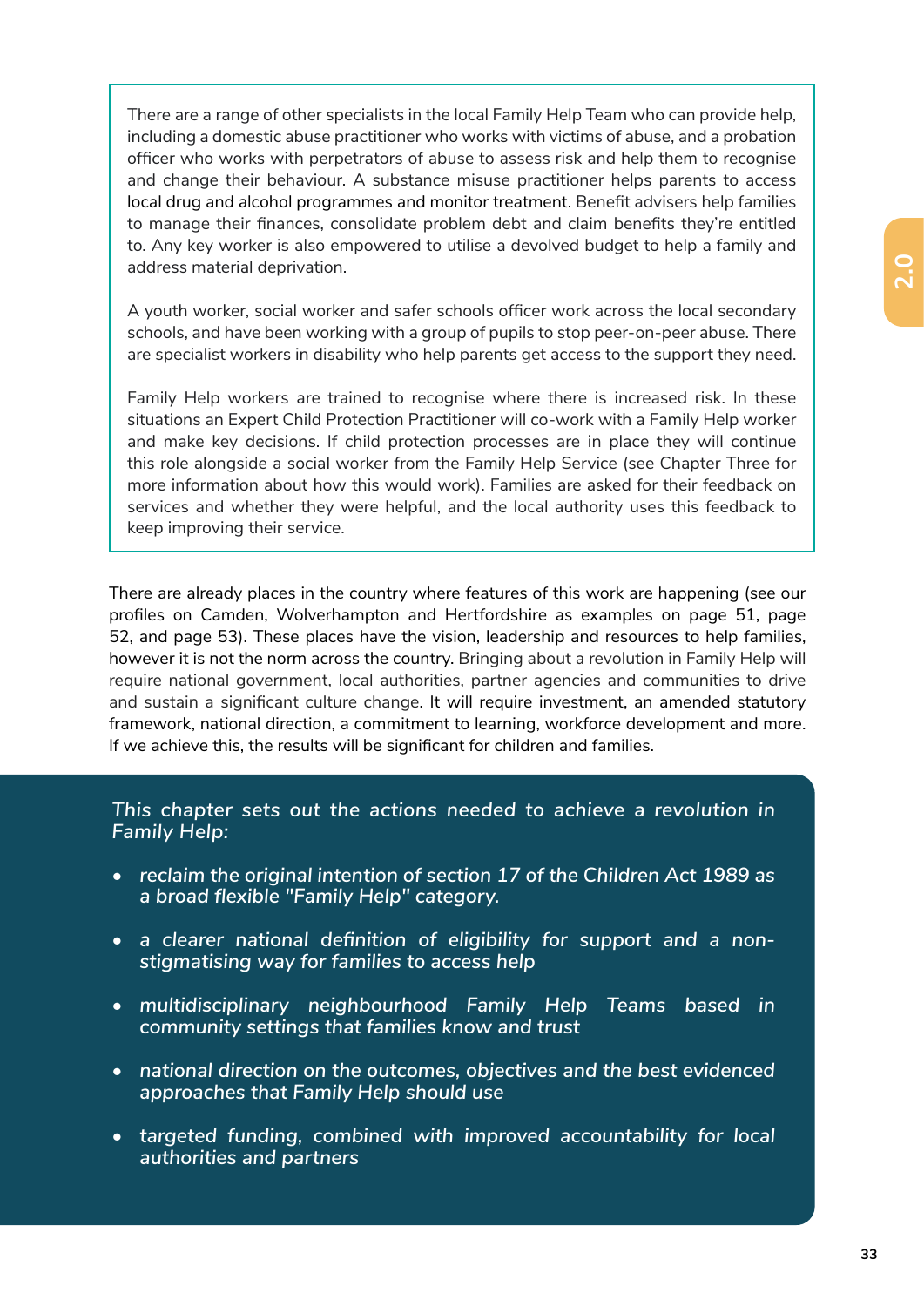There are a range of other specialists in the local Family Help Team who can provide help, including a domestic abuse practitioner who works with victims of abuse, and a probation officer who works with perpetrators of abuse to assess risk and help them to recognise and change their behaviour. A substance misuse practitioner helps parents to access local drug and alcohol programmes and monitor treatment. Benefit advisers help families to manage their finances, consolidate problem debt and claim benefits they're entitled to. Any key worker is also empowered to utilise a devolved budget to help a family and address material deprivation.

A youth worker, social worker and safer schools officer work across the local secondary schools, and have been working with a group of pupils to stop peer-on-peer abuse. There are specialist workers in disability who help parents get access to the support they need.

Family Help workers are trained to recognise where there is increased risk. In these situations an Expert Child Protection Practitioner will co-work with a Family Help worker and make key decisions. If child protection processes are in place they will continue this role alongside a social worker from the Family Help Service (see Chapter Three for more information about how this would work). Families are asked for their feedback on services and whether they were helpful, and the local authority uses this feedback to keep improving their service.

There are already places in the country where features of this work are happening (see our profiles on Camden, Wolverhampton and Hertfordshire as examples on page 51, page 52, and page 53). These places have the vision, leadership and resources to help families, however it is not the norm across the country. Bringing about a revolution in Family Help will require national government, local authorities, partner agencies and communities to drive and sustain a significant culture change. It will require investment, an amended statutory framework, national direction, a commitment to learning, workforce development and more. If we achieve this, the results will be significant for children and families.

*This chapter sets out the actions needed to achieve a revolution in Family Help:*

- *reclaim the original intention of section 17 of the Children Act 1989 as a broad flexible "Family Help" category.*
- *a clearer national definition of eligibility for support and a non-stigmatising way for families to access help*
- *multidisciplinary neighbourhood Family Help Teams based in community settings that families know and trust*
- *national direction on the outcomes, objectives and the best evidenced approaches that Family Help should use*
- *targeted funding, combined with improved accountability for local authorities and partners*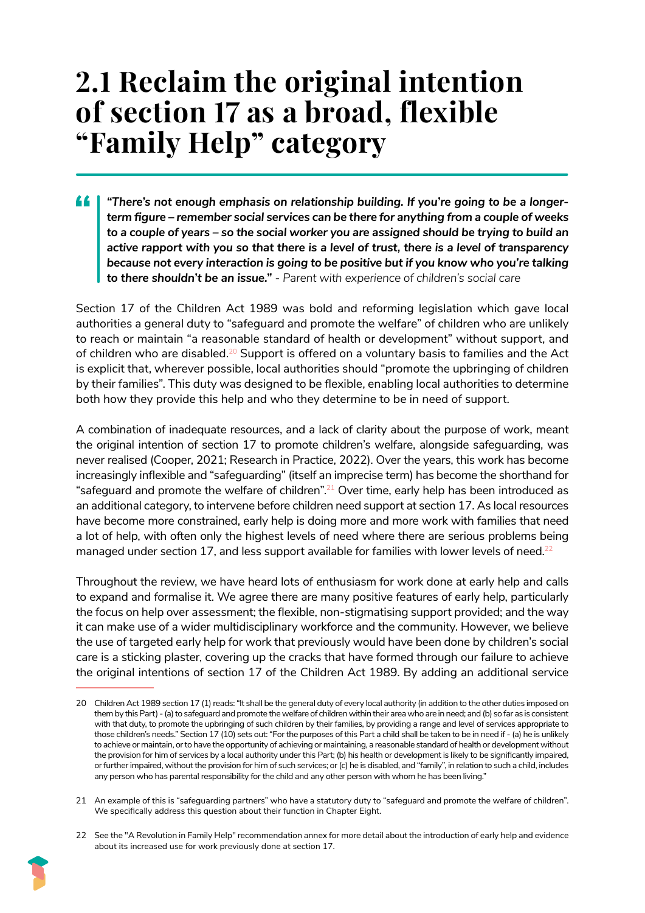# 2.1 Reclaim the original intention of section 17 as a broad, flexible "Family Help" category

> ***"There's not enough emphasis on relationship building. If you're going to be a longer-term figure – remember social services can be there for anything from a couple of weeks to a couple of years – so the social worker you are assigned should be trying to build an active rapport with you so that there is a level of trust, there is a level of transparency because not every interaction is going to be positive but if you know who you're talking to there shouldn't be an issue."*** *- Parent with experience of children's social care*

Section 17 of the Children Act 1989 was bold and reforming legislation which gave local authorities a general duty to "safeguard and promote the welfare" of children who are unlikely to reach or maintain "a reasonable standard of health or development" without support, and of children who are disabled.[20] Support is offered on a voluntary basis to families and the Act is explicit that, wherever possible, local authorities should "promote the upbringing of children by their families". This duty was designed to be flexible, enabling local authorities to determine both how they provide this help and who they determine to be in need of support.

A combination of inadequate resources, and a lack of clarity about the purpose of work, meant the original intention of section 17 to promote children's welfare, alongside safeguarding, was never realised (Cooper, 2021; Research in Practice, 2022). Over the years, this work has become increasingly inflexible and "safeguarding" (itself an imprecise term) has become the shorthand for "safeguard and promote the welfare of children".[21] Over time, early help has been introduced as an additional category, to intervene before children need support at section 17. As local resources have become more constrained, early help is doing more and more work with families that need a lot of help, with often only the highest levels of need where there are serious problems being managed under section 17, and less support available for families with lower levels of need.[22]

Throughout the review, we have heard lots of enthusiasm for work done at early help and calls to expand and formalise it. We agree there are many positive features of early help, particularly the focus on help over assessment; the flexible, non-stigmatising support provided; and the way it can make use of a wider multidisciplinary workforce and the community. However, we believe the use of targeted early help for work that previously would have been done by children's social care is a sticking plaster, covering up the cracks that have formed through our failure to achieve the original intentions of section 17 of the Children Act 1989. By adding an additional service

---

20 Children Act 1989 section 17 (1) reads: "It shall be the general duty of every local authority (in addition to the other duties imposed on them by this Part) - (a) to safeguard and promote the welfare of children within their area who are in need; and (b) so far as is consistent with that duty, to promote the upbringing of such children by their families, by providing a range and level of services appropriate to those children's needs." Section 17 (10) sets out: "For the purposes of this Part a child shall be taken to be in need if - (a) he is unlikely to achieve or maintain, or to have the opportunity of achieving or maintaining, a reasonable standard of health or development without the provision for him of services by a local authority under this Part; (b) his health or development is likely to be significantly impaired, or further impaired, without the provision for him of such services; or (c) he is disabled, and "family", in relation to such a child, includes any person who has parental responsibility for the child and any other person with whom he has been living."

21 An example of this is "safeguarding partners" who have a statutory duty to "safeguard and promote the welfare of children". We specifically address this question about their function in Chapter Eight.

22 See the "A Revolution in Family Help" recommendation annex for more detail about the introduction of early help and evidence about its increased use for work previously done at section 17.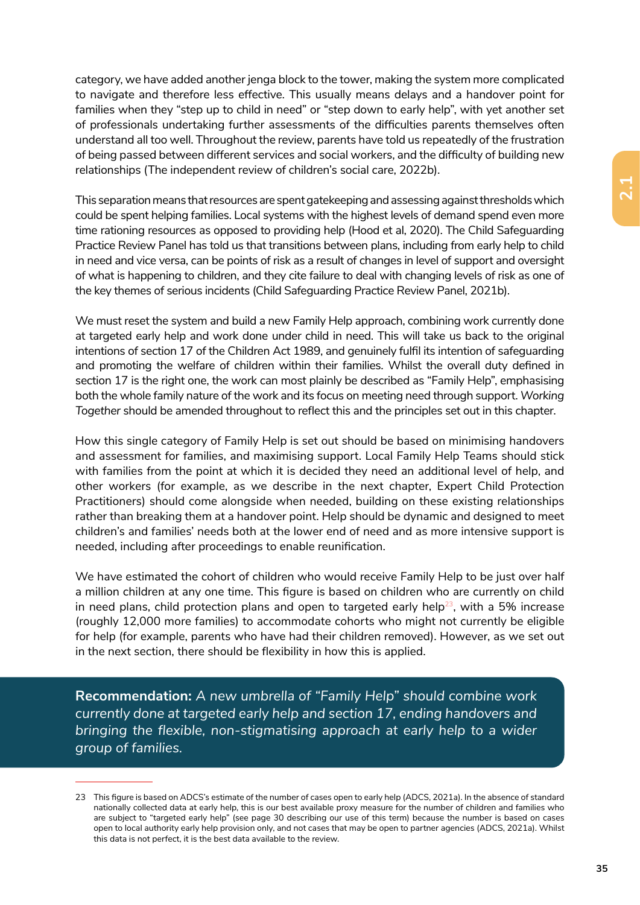category, we have added another jenga block to the tower, making the system more complicated to navigate and therefore less effective. This usually means delays and a handover point for families when they "step up to child in need" or "step down to early help", with yet another set of professionals undertaking further assessments of the difficulties parents themselves often understand all too well. Throughout the review, parents have told us repeatedly of the frustration of being passed between different services and social workers, and the difficulty of building new relationships (The independent review of children's social care, 2022b).

This separation means that resources are spent gatekeeping and assessing against thresholds which could be spent helping families. Local systems with the highest levels of demand spend even more time rationing resources as opposed to providing help (Hood et al, 2020). The Child Safeguarding Practice Review Panel has told us that transitions between plans, including from early help to child in need and vice versa, can be points of risk as a result of changes in level of support and oversight of what is happening to children, and they cite failure to deal with changing levels of risk as one of the key themes of serious incidents (Child Safeguarding Practice Review Panel, 2021b).

We must reset the system and build a new Family Help approach, combining work currently done at targeted early help and work done under child in need. This will take us back to the original intentions of section 17 of the Children Act 1989, and genuinely fulfil its intention of safeguarding and promoting the welfare of children within their families. Whilst the overall duty defined in section 17 is the right one, the work can most plainly be described as "Family Help", emphasising both the whole family nature of the work and its focus on meeting need through support. *Working Together* should be amended throughout to reflect this and the principles set out in this chapter.

How this single category of Family Help is set out should be based on minimising handovers and assessment for families, and maximising support. Local Family Help Teams should stick with families from the point at which it is decided they need an additional level of help, and other workers (for example, as we describe in the next chapter, Expert Child Protection Practitioners) should come alongside when needed, building on these existing relationships rather than breaking them at a handover point. Help should be dynamic and designed to meet children's and families' needs both at the lower end of need and as more intensive support is needed, including after proceedings to enable reunification.

We have estimated the cohort of children who would receive Family Help to be just over half a million children at any one time. This figure is based on children who are currently on child in need plans, child protection plans and open to targeted early help[23], with a 5% increase (roughly 12,000 more families) to accommodate cohorts who might not currently be eligible for help (for example, parents who have had their children removed). However, as we set out in the next section, there should be flexibility in how this is applied.

**Recommendation:** *A new umbrella of "Family Help" should combine work currently done at targeted early help and section 17, ending handovers and bringing the flexible, non-stigmatising approach at early help to a wider group of families.*

---

23 This figure is based on ADCS's estimate of the number of cases open to early help (ADCS, 2021a). In the absence of standard nationally collected data at early help, this is our best available proxy measure for the number of children and families who are subject to "targeted early help" (see page 30 describing our use of this term) because the number is based on cases open to local authority early help provision only, and not cases that may be open to partner agencies (ADCS, 2021a). Whilst this data is not perfect, it is the best data available to the review.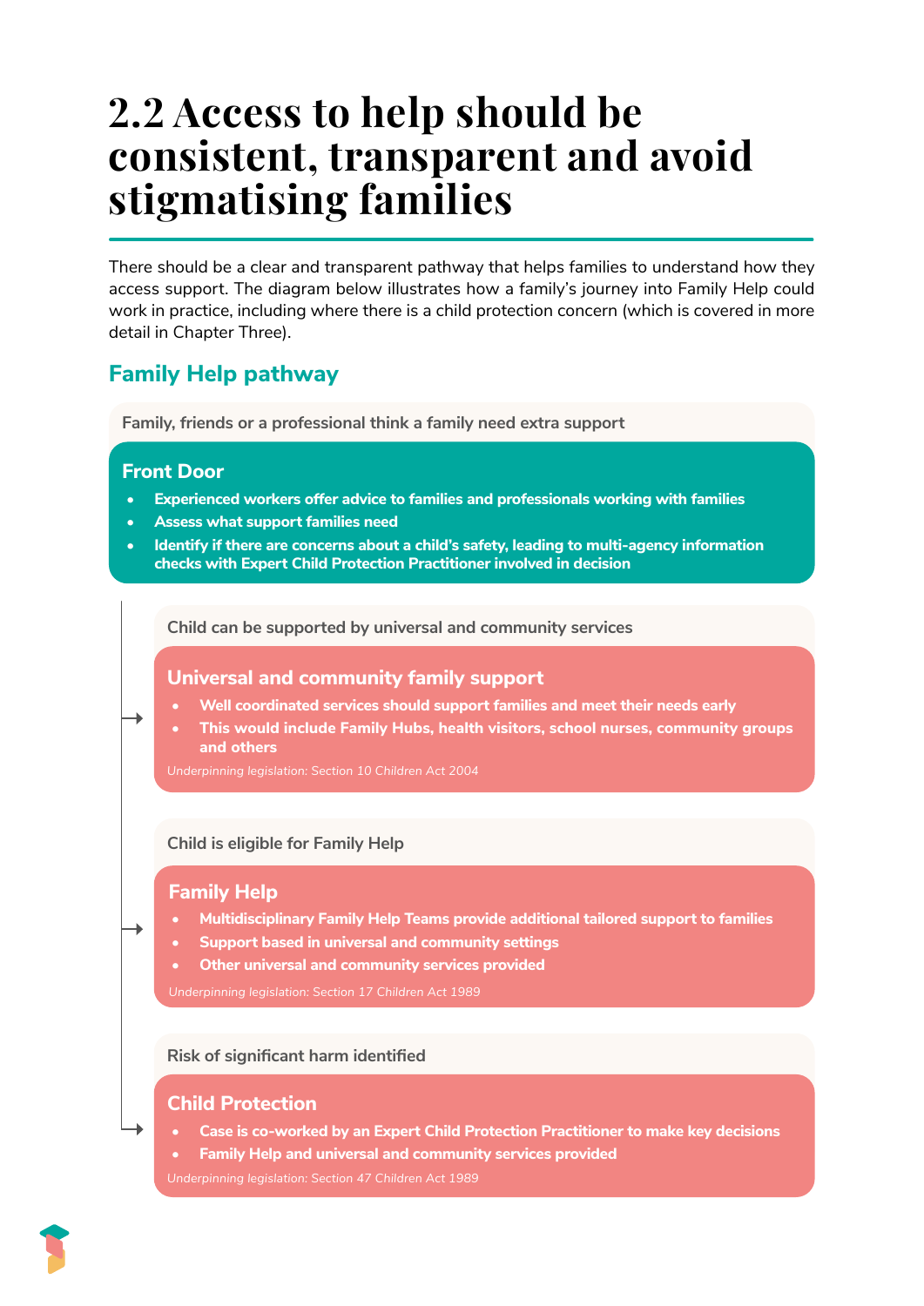# 2.2 Access to help should be consistent, transparent and avoid stigmatising families

There should be a clear and transparent pathway that helps families to understand how they access support. The diagram below illustrates how a family's journey into Family Help could work in practice, including where there is a child protection concern (which is covered in more detail in Chapter Three).

## Family Help pathway

Family, friends or a professional think a family need extra support

### Front Door

- **Experienced workers offer advice to families and professionals working with families**
- **Assess what support families need**
- **Identify if there are concerns about a child's safety, leading to multi-agency information checks with Expert Child Protection Practitioner involved in decision**

Child can be supported by universal and community services

### Universal and community family support

- **Well coordinated services should support families and meet their needs early**
- **This would include Family Hubs, health visitors, school nurses, community groups and others**

*Underpinning legislation: Section 10 Children Act 2004*

Child is eligible for Family Help

### Family Help

- **Multidisciplinary Family Help Teams provide additional tailored support to families**
- **Support based in universal and community settings**
- **Other universal and community services provided**

*Underpinning legislation: Section 17 Children Act 1989*

Risk of significant harm identified

### Child Protection

- **Case is co-worked by an Expert Child Protection Practitioner to make key decisions**
- **Family Help and universal and community services provided**

*Underpinning legislation: Section 47 Children Act 1989*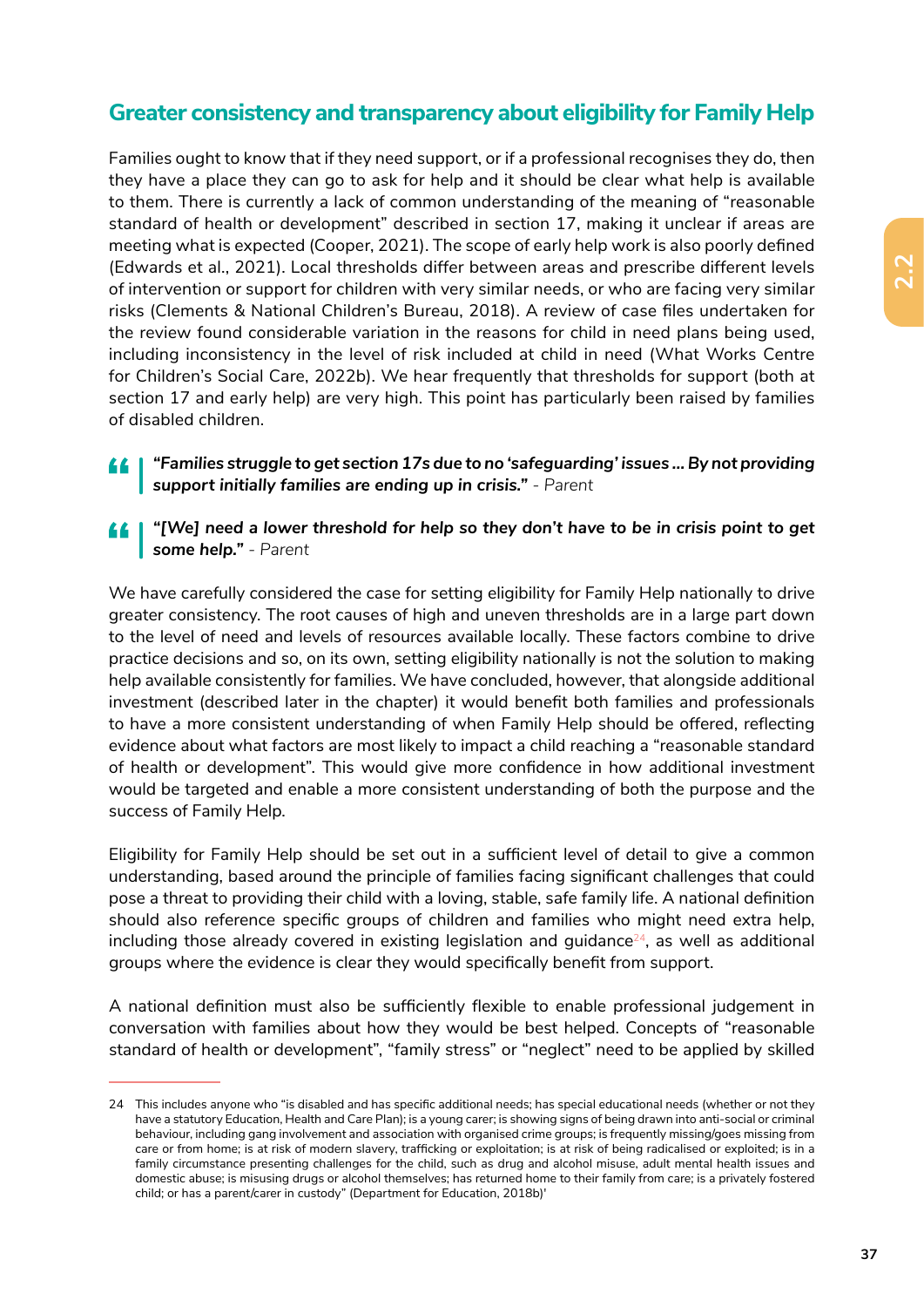## Greater consistency and transparency about eligibility for Family Help

Families ought to know that if they need support, or if a professional recognises they do, then they have a place they can go to ask for help and it should be clear what help is available to them. There is currently a lack of common understanding of the meaning of "reasonable standard of health or development" described in section 17, making it unclear if areas are meeting what is expected (Cooper, 2021). The scope of early help work is also poorly defined (Edwards et al., 2021). Local thresholds differ between areas and prescribe different levels of intervention or support for children with very similar needs, or who are facing very similar risks (Clements & National Children's Bureau, 2018). A review of case files undertaken for the review found considerable variation in the reasons for child in need plans being used, including inconsistency in the level of risk included at child in need (What Works Centre for Children's Social Care, 2022b). We hear frequently that thresholds for support (both at section 17 and early help) are very high. This point has particularly been raised by families of disabled children.

> ***"Families struggle to get section 17s due to no 'safeguarding' issues ... By not providing support initially families are ending up in crisis."*** *- Parent*

> ***"[We] need a lower threshold for help so they don't have to be in crisis point to get some help."*** *- Parent*

We have carefully considered the case for setting eligibility for Family Help nationally to drive greater consistency. The root causes of high and uneven thresholds are in a large part down to the level of need and levels of resources available locally. These factors combine to drive practice decisions and so, on its own, setting eligibility nationally is not the solution to making help available consistently for families. We have concluded, however, that alongside additional investment (described later in the chapter) it would benefit both families and professionals to have a more consistent understanding of when Family Help should be offered, reflecting evidence about what factors are most likely to impact a child reaching a "reasonable standard of health or development". This would give more confidence in how additional investment would be targeted and enable a more consistent understanding of both the purpose and the success of Family Help.

Eligibility for Family Help should be set out in a sufficient level of detail to give a common understanding, based around the principle of families facing significant challenges that could pose a threat to providing their child with a loving, stable, safe family life. A national definition should also reference specific groups of children and families who might need extra help, including those already covered in existing legislation and guidance[24], as well as additional groups where the evidence is clear they would specifically benefit from support.

A national definition must also be sufficiently flexible to enable professional judgement in conversation with families about how they would be best helped. Concepts of "reasonable standard of health or development", "family stress" or "neglect" need to be applied by skilled

---

24 This includes anyone who "is disabled and has specific additional needs; has special educational needs (whether or not they have a statutory Education, Health and Care Plan); is a young carer; is showing signs of being drawn into anti-social or criminal behaviour, including gang involvement and association with organised crime groups; is frequently missing/goes missing from care or from home; is at risk of modern slavery, trafficking or exploitation; is at risk of being radicalised or exploited; is in a family circumstance presenting challenges for the child, such as drug and alcohol misuse, adult mental health issues and domestic abuse; is misusing drugs or alcohol themselves; has returned home to their family from care; is a privately fostered child; or has a parent/carer in custody" (Department for Education, 2018b)'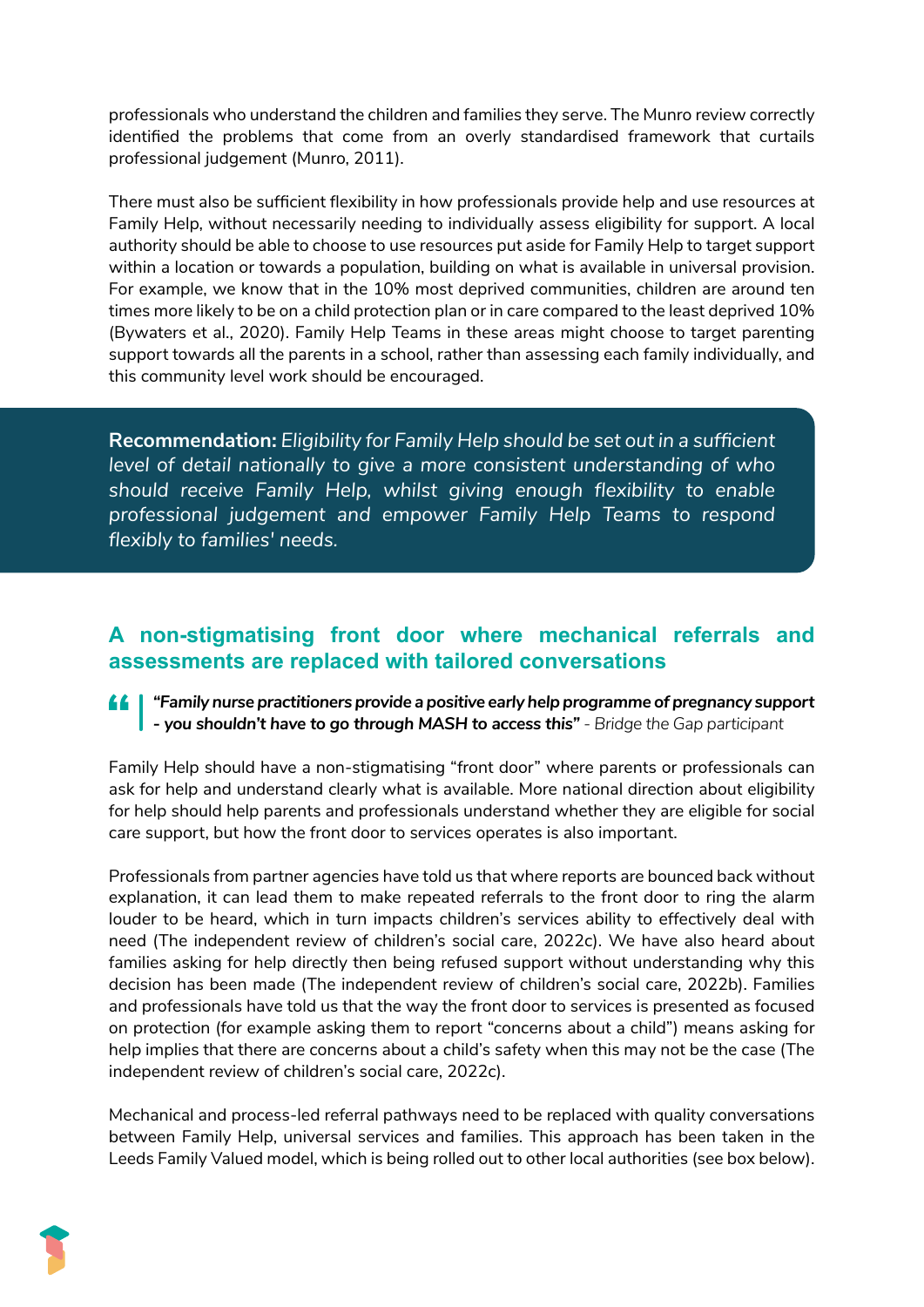professionals who understand the children and families they serve. The Munro review correctly identified the problems that come from an overly standardised framework that curtails professional judgement (Munro, 2011).

There must also be sufficient flexibility in how professionals provide help and use resources at Family Help, without necessarily needing to individually assess eligibility for support. A local authority should be able to choose to use resources put aside for Family Help to target support within a location or towards a population, building on what is available in universal provision. For example, we know that in the 10% most deprived communities, children are around ten times more likely to be on a child protection plan or in care compared to the least deprived 10% (Bywaters et al., 2020). Family Help Teams in these areas might choose to target parenting support towards all the parents in a school, rather than assessing each family individually, and this community level work should be encouraged.

> **Recommendation:** *Eligibility for Family Help should be set out in a sufficient level of detail nationally to give a more consistent understanding of who should receive Family Help, whilst giving enough flexibility to enable professional judgement and empower Family Help Teams to respond flexibly to families' needs.*

## A non-stigmatising front door where mechanical referrals and assessments are replaced with tailored conversations

> ***"Family nurse practitioners provide a positive early help programme of pregnancy support - you shouldn't have to go through MASH to access this"*** *- Bridge the Gap participant*

Family Help should have a non-stigmatising "front door" where parents or professionals can ask for help and understand clearly what is available. More national direction about eligibility for help should help parents and professionals understand whether they are eligible for social care support, but how the front door to services operates is also important.

Professionals from partner agencies have told us that where reports are bounced back without explanation, it can lead them to make repeated referrals to the front door to ring the alarm louder to be heard, which in turn impacts children's services ability to effectively deal with need (The independent review of children's social care, 2022c). We have also heard about families asking for help directly then being refused support without understanding why this decision has been made (The independent review of children's social care, 2022b). Families and professionals have told us that the way the front door to services is presented as focused on protection (for example asking them to report "concerns about a child") means asking for help implies that there are concerns about a child's safety when this may not be the case (The independent review of children's social care, 2022c).

Mechanical and process-led referral pathways need to be replaced with quality conversations between Family Help, universal services and families. This approach has been taken in the Leeds Family Valued model, which is being rolled out to other local authorities (see box below).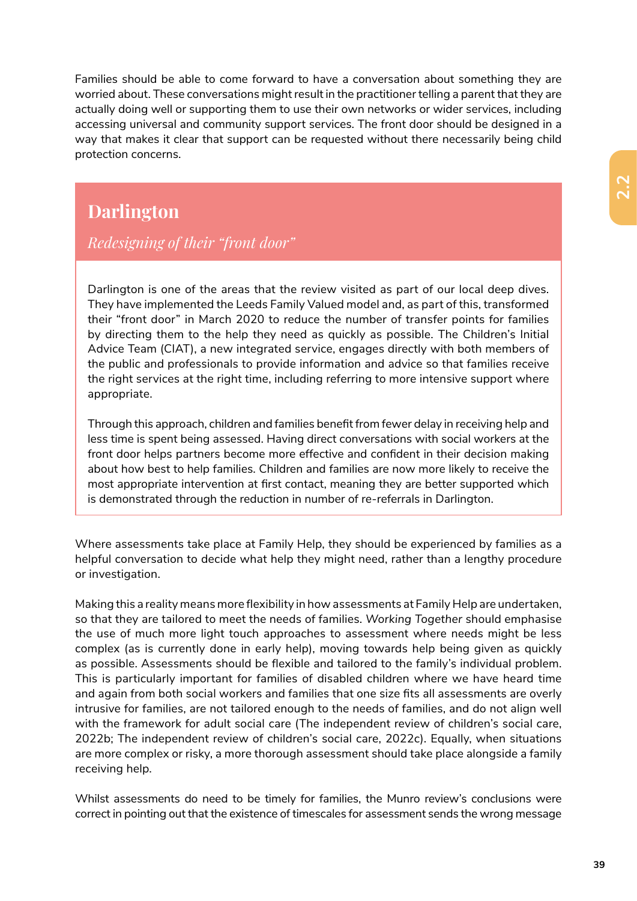Families should be able to come forward to have a conversation about something they are worried about. These conversations might result in the practitioner telling a parent that they are actually doing well or supporting them to use their own networks or wider services, including accessing universal and community support services. The front door should be designed in a way that makes it clear that support can be requested without there necessarily being child protection concerns.

## Darlington

*Redesigning of their "front door"*

Darlington is one of the areas that the review visited as part of our local deep dives. They have implemented the Leeds Family Valued model and, as part of this, transformed their "front door" in March 2020 to reduce the number of transfer points for families by directing them to the help they need as quickly as possible. The Children's Initial Advice Team (CIAT), a new integrated service, engages directly with both members of the public and professionals to provide information and advice so that families receive the right services at the right time, including referring to more intensive support where appropriate.

Through this approach, children and families benefit from fewer delay in receiving help and less time is spent being assessed. Having direct conversations with social workers at the front door helps partners become more effective and confident in their decision making about how best to help families. Children and families are now more likely to receive the most appropriate intervention at first contact, meaning they are better supported which is demonstrated through the reduction in number of re-referrals in Darlington.

Where assessments take place at Family Help, they should be experienced by families as a helpful conversation to decide what help they might need, rather than a lengthy procedure or investigation.

Making this a reality means more flexibility in how assessments at Family Help are undertaken, so that they are tailored to meet the needs of families. *Working Together* should emphasise the use of much more light touch approaches to assessment where needs might be less complex (as is currently done in early help), moving towards help being given as quickly as possible. Assessments should be flexible and tailored to the family's individual problem. This is particularly important for families of disabled children where we have heard time and again from both social workers and families that one size fits all assessments are overly intrusive for families, are not tailored enough to the needs of families, and do not align well with the framework for adult social care (The independent review of children's social care, 2022b; The independent review of children's social care, 2022c). Equally, when situations are more complex or risky, a more thorough assessment should take place alongside a family receiving help.

Whilst assessments do need to be timely for families, the Munro review's conclusions were correct in pointing out that the existence of timescales for assessment sends the wrong message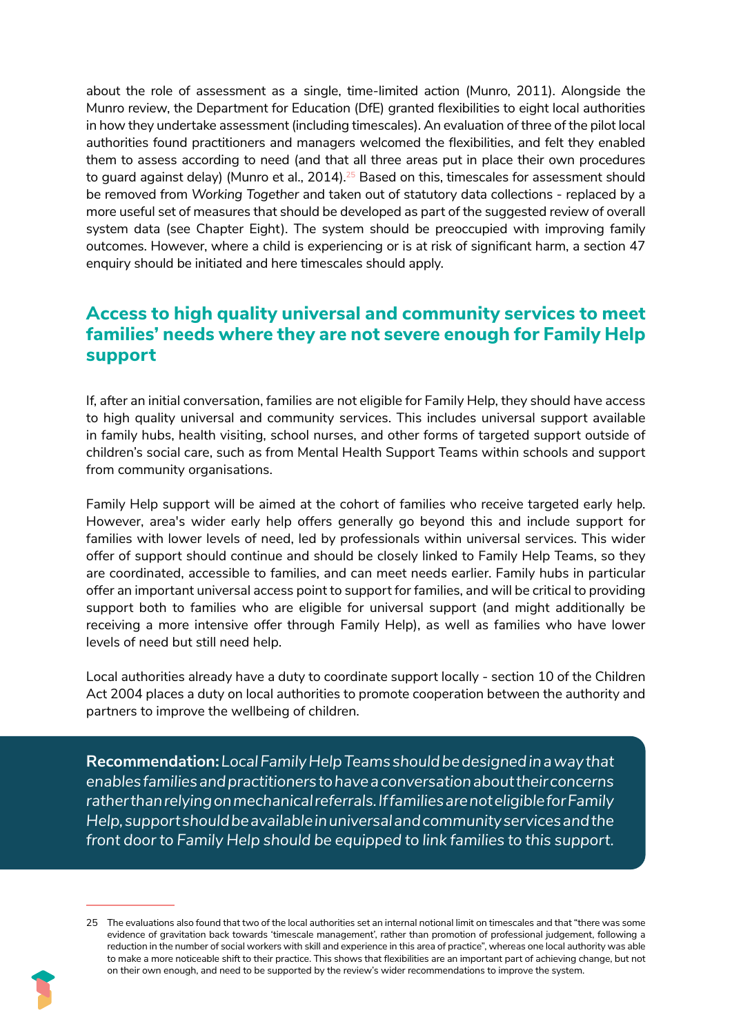about the role of assessment as a single, time-limited action (Munro, 2011). Alongside the Munro review, the Department for Education (DfE) granted flexibilities to eight local authorities in how they undertake assessment (including timescales). An evaluation of three of the pilot local authorities found practitioners and managers welcomed the flexibilities, and felt they enabled them to assess according to need (and that all three areas put in place their own procedures to guard against delay) (Munro et al., 2014).[25] Based on this, timescales for assessment should be removed from *Working Together* and taken out of statutory data collections - replaced by a more useful set of measures that should be developed as part of the suggested review of overall system data (see Chapter Eight). The system should be preoccupied with improving family outcomes. However, where a child is experiencing or is at risk of significant harm, a section 47 enquiry should be initiated and here timescales should apply.

## Access to high quality universal and community services to meet families' needs where they are not severe enough for Family Help support

If, after an initial conversation, families are not eligible for Family Help, they should have access to high quality universal and community services. This includes universal support available in family hubs, health visiting, school nurses, and other forms of targeted support outside of children's social care, such as from Mental Health Support Teams within schools and support from community organisations.

Family Help support will be aimed at the cohort of families who receive targeted early help. However, area's wider early help offers generally go beyond this and include support for families with lower levels of need, led by professionals within universal services. This wider offer of support should continue and should be closely linked to Family Help Teams, so they are coordinated, accessible to families, and can meet needs earlier. Family hubs in particular offer an important universal access point to support for families, and will be critical to providing support both to families who are eligible for universal support (and might additionally be receiving a more intensive offer through Family Help), as well as families who have lower levels of need but still need help.

Local authorities already have a duty to coordinate support locally - section 10 of the Children Act 2004 places a duty on local authorities to promote cooperation between the authority and partners to improve the wellbeing of children.

**Recommendation:** *Local Family Help Teams should be designed in a way that enables families and practitioners to have a conversation about their concerns rather than relying on mechanical referrals. If families are not eligible for Family Help, support should be available in universal and community services and the front door to Family Help should be equipped to link families to this support.*

---

25 The evaluations also found that two of the local authorities set an internal notional limit on timescales and that "there was some evidence of gravitation back towards 'timescale management', rather than promotion of professional judgement, following a reduction in the number of social workers with skill and experience in this area of practice", whereas one local authority was able to make a more noticeable shift to their practice. This shows that flexibilities are an important part of achieving change, but not on their own enough, and need to be supported by the review's wider recommendations to improve the system.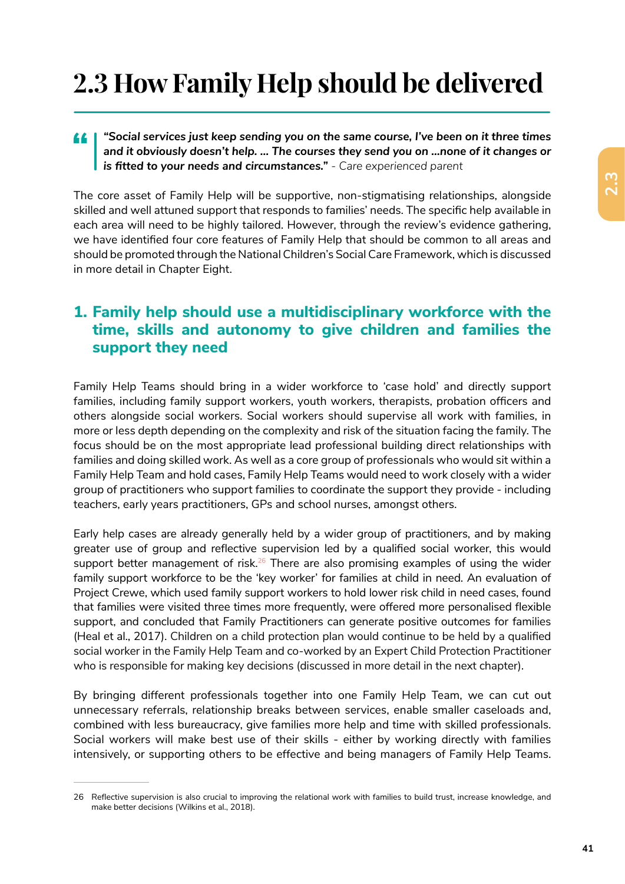# 2.3 How Family Help should be delivered

> ***"Social services just keep sending you on the same course, I've been on it three times and it obviously doesn't help. ... The courses they send you on ...none of it changes or is fitted to your needs and circumstances."*** - *Care experienced parent*

The core asset of Family Help will be supportive, non-stigmatising relationships, alongside skilled and well attuned support that responds to families' needs. The specific help available in each area will need to be highly tailored. However, through the review's evidence gathering, we have identified four core features of Family Help that should be common to all areas and should be promoted through the National Children's Social Care Framework, which is discussed in more detail in Chapter Eight.

## 1. Family help should use a multidisciplinary workforce with the time, skills and autonomy to give children and families the support they need

Family Help Teams should bring in a wider workforce to 'case hold' and directly support families, including family support workers, youth workers, therapists, probation officers and others alongside social workers. Social workers should supervise all work with families, in more or less depth depending on the complexity and risk of the situation facing the family. The focus should be on the most appropriate lead professional building direct relationships with families and doing skilled work. As well as a core group of professionals who would sit within a Family Help Team and hold cases, Family Help Teams would need to work closely with a wider group of practitioners who support families to coordinate the support they provide - including teachers, early years practitioners, GPs and school nurses, amongst others.

Early help cases are already generally held by a wider group of practitioners, and by making greater use of group and reflective supervision led by a qualified social worker, this would support better management of risk.[26] There are also promising examples of using the wider family support workforce to be the 'key worker' for families at child in need. An evaluation of Project Crewe, which used family support workers to hold lower risk child in need cases, found that families were visited three times more frequently, were offered more personalised flexible support, and concluded that Family Practitioners can generate positive outcomes for families (Heal et al., 2017). Children on a child protection plan would continue to be held by a qualified social worker in the Family Help Team and co-worked by an Expert Child Protection Practitioner who is responsible for making key decisions (discussed in more detail in the next chapter).

By bringing different professionals together into one Family Help Team, we can cut out unnecessary referrals, relationship breaks between services, enable smaller caseloads and, combined with less bureaucracy, give families more help and time with skilled professionals. Social workers will make best use of their skills - either by working directly with families intensively, or supporting others to be effective and being managers of Family Help Teams.

---

26 Reflective supervision is also crucial to improving the relational work with families to build trust, increase knowledge, and make better decisions (Wilkins et al., 2018).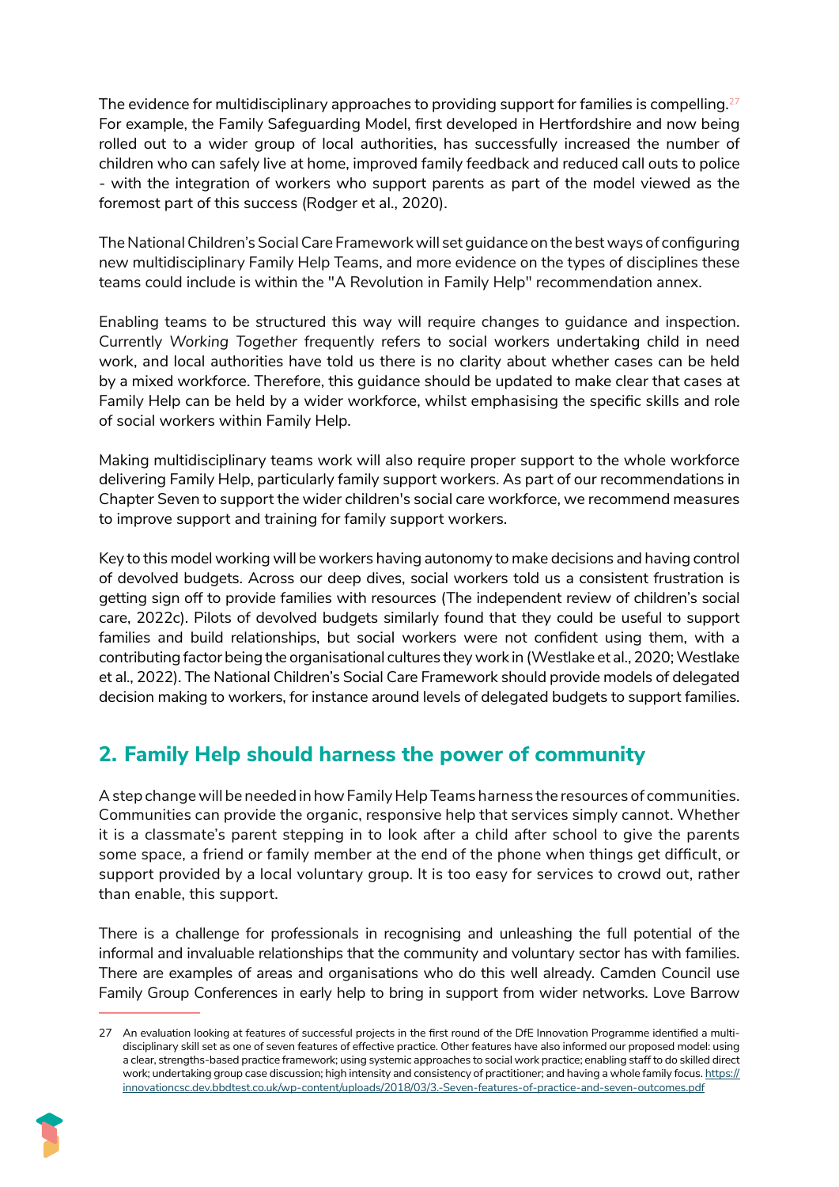The evidence for multidisciplinary approaches to providing support for families is compelling.[27] For example, the Family Safeguarding Model, first developed in Hertfordshire and now being rolled out to a wider group of local authorities, has successfully increased the number of children who can safely live at home, improved family feedback and reduced call outs to police - with the integration of workers who support parents as part of the model viewed as the foremost part of this success (Rodger et al., 2020).

The National Children's Social Care Framework will set guidance on the best ways of configuring new multidisciplinary Family Help Teams, and more evidence on the types of disciplines these teams could include is within the "A Revolution in Family Help" recommendation annex.

Enabling teams to be structured this way will require changes to guidance and inspection. Currently *Working Together* frequently refers to social workers undertaking child in need work, and local authorities have told us there is no clarity about whether cases can be held by a mixed workforce. Therefore, this guidance should be updated to make clear that cases at Family Help can be held by a wider workforce, whilst emphasising the specific skills and role of social workers within Family Help.

Making multidisciplinary teams work will also require proper support to the whole workforce delivering Family Help, particularly family support workers. As part of our recommendations in Chapter Seven to support the wider children's social care workforce, we recommend measures to improve support and training for family support workers.

Key to this model working will be workers having autonomy to make decisions and having control of devolved budgets. Across our deep dives, social workers told us a consistent frustration is getting sign off to provide families with resources (The independent review of children's social care, 2022c). Pilots of devolved budgets similarly found that they could be useful to support families and build relationships, but social workers were not confident using them, with a contributing factor being the organisational cultures they work in (Westlake et al., 2020; Westlake et al., 2022). The National Children's Social Care Framework should provide models of delegated decision making to workers, for instance around levels of delegated budgets to support families.

## 2. Family Help should harness the power of community

A step change will be needed in how Family Help Teams harness the resources of communities. Communities can provide the organic, responsive help that services simply cannot. Whether it is a classmate's parent stepping in to look after a child after school to give the parents some space, a friend or family member at the end of the phone when things get difficult, or support provided by a local voluntary group. It is too easy for services to crowd out, rather than enable, this support.

There is a challenge for professionals in recognising and unleashing the full potential of the informal and invaluable relationships that the community and voluntary sector has with families. There are examples of areas and organisations who do this well already. Camden Council use Family Group Conferences in early help to bring in support from wider networks. Love Barrow

---

27 An evaluation looking at features of successful projects in the first round of the DfE Innovation Programme identified a multi-disciplinary skill set as one of seven features of effective practice. Other features have also informed our proposed model: using a clear, strengths-based practice framework; using systemic approaches to social work practice; enabling staff to do skilled direct work; undertaking group case discussion; high intensity and consistency of practitioner; and having a whole family focus. https://innovationcsc.dev.bbdtest.co.uk/wp-content/uploads/2018/03/3.-Seven-features-of-practice-and-seven-outcomes.pdf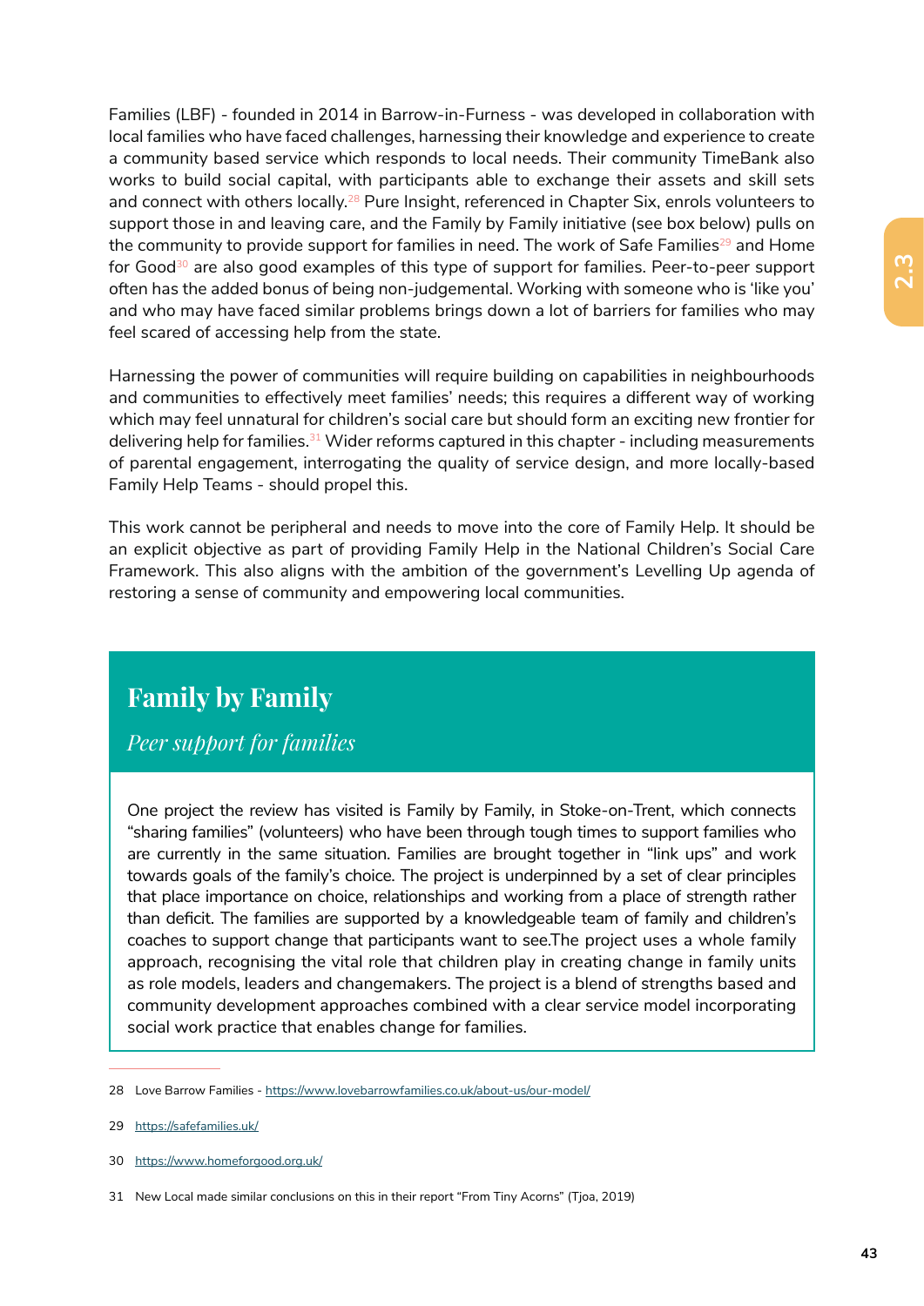Families (LBF) - founded in 2014 in Barrow-in-Furness - was developed in collaboration with local families who have faced challenges, harnessing their knowledge and experience to create a community based service which responds to local needs. Their community TimeBank also works to build social capital, with participants able to exchange their assets and skill sets and connect with others locally.[28] Pure Insight, referenced in Chapter Six, enrols volunteers to support those in and leaving care, and the Family by Family initiative (see box below) pulls on the community to provide support for families in need. The work of Safe Families[29] and Home for Good[30] are also good examples of this type of support for families. Peer-to-peer support often has the added bonus of being non-judgemental. Working with someone who is 'like you' and who may have faced similar problems brings down a lot of barriers for families who may feel scared of accessing help from the state.

Harnessing the power of communities will require building on capabilities in neighbourhoods and communities to effectively meet families' needs; this requires a different way of working which may feel unnatural for children's social care but should form an exciting new frontier for delivering help for families.[31] Wider reforms captured in this chapter - including measurements of parental engagement, interrogating the quality of service design, and more locally-based Family Help Teams - should propel this.

This work cannot be peripheral and needs to move into the core of Family Help. It should be an explicit objective as part of providing Family Help in the National Children's Social Care Framework. This also aligns with the ambition of the government's Levelling Up agenda of restoring a sense of community and empowering local communities.

## Family by Family

*Peer support for families*

One project the review has visited is Family by Family, in Stoke-on-Trent, which connects "sharing families" (volunteers) who have been through tough times to support families who are currently in the same situation. Families are brought together in "link ups" and work towards goals of the family's choice. The project is underpinned by a set of clear principles that place importance on choice, relationships and working from a place of strength rather than deficit. The families are supported by a knowledgeable team of family and children's coaches to support change that participants want to see.The project uses a whole family approach, recognising the vital role that children play in creating change in family units as role models, leaders and changemakers. The project is a blend of strengths based and community development approaches combined with a clear service model incorporating social work practice that enables change for families.

---

28 Love Barrow Families - https://www.lovebarrowfamilies.co.uk/about-us/our-model/

29 https://safefamilies.uk/

30 https://www.homeforgood.org.uk/

31 New Local made similar conclusions on this in their report "From Tiny Acorns" (Tjoa, 2019)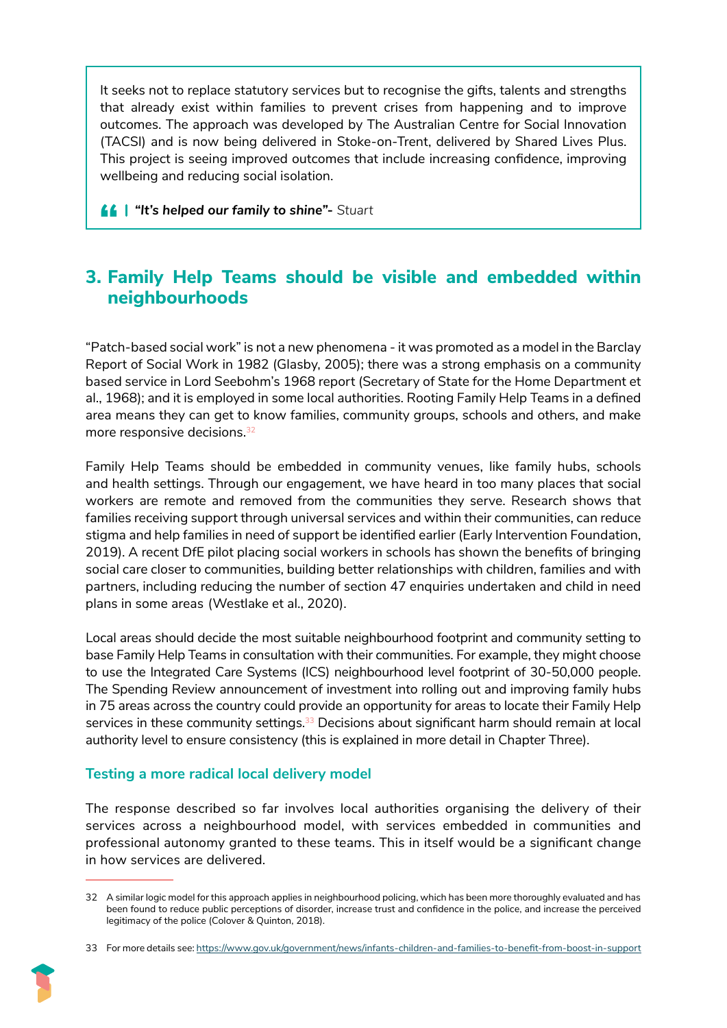It seeks not to replace statutory services but to recognise the gifts, talents and strengths that already exist within families to prevent crises from happening and to improve outcomes. The approach was developed by The Australian Centre for Social Innovation (TACSI) and is now being delivered in Stoke-on-Trent, delivered by Shared Lives Plus. This project is seeing improved outcomes that include increasing confidence, improving wellbeing and reducing social isolation.

> ***"It's helped our family to shine"-*** *Stuart*

## 3. Family Help Teams should be visible and embedded within neighbourhoods

"Patch-based social work" is not a new phenomena - it was promoted as a model in the Barclay Report of Social Work in 1982 (Glasby, 2005); there was a strong emphasis on a community based service in Lord Seebohm's 1968 report (Secretary of State for the Home Department et al., 1968); and it is employed in some local authorities. Rooting Family Help Teams in a defined area means they can get to know families, community groups, schools and others, and make more responsive decisions.[32]

Family Help Teams should be embedded in community venues, like family hubs, schools and health settings. Through our engagement, we have heard in too many places that social workers are remote and removed from the communities they serve. Research shows that families receiving support through universal services and within their communities, can reduce stigma and help families in need of support be identified earlier (Early Intervention Foundation, 2019). A recent DfE pilot placing social workers in schools has shown the benefits of bringing social care closer to communities, building better relationships with children, families and with partners, including reducing the number of section 47 enquiries undertaken and child in need plans in some areas (Westlake et al., 2020).

Local areas should decide the most suitable neighbourhood footprint and community setting to base Family Help Teams in consultation with their communities. For example, they might choose to use the Integrated Care Systems (ICS) neighbourhood level footprint of 30-50,000 people. The Spending Review announcement of investment into rolling out and improving family hubs in 75 areas across the country could provide an opportunity for areas to locate their Family Help services in these community settings.[33] Decisions about significant harm should remain at local authority level to ensure consistency (this is explained in more detail in Chapter Three).

### Testing a more radical local delivery model

The response described so far involves local authorities organising the delivery of their services across a neighbourhood model, with services embedded in communities and professional autonomy granted to these teams. This in itself would be a significant change in how services are delivered.

---

32 A similar logic model for this approach applies in neighbourhood policing, which has been more thoroughly evaluated and has been found to reduce public perceptions of disorder, increase trust and confidence in the police, and increase the perceived legitimacy of the police (Colover & Quinton, 2018).

33 For more details see: https://www.gov.uk/government/news/infants-children-and-families-to-benefit-from-boost-in-support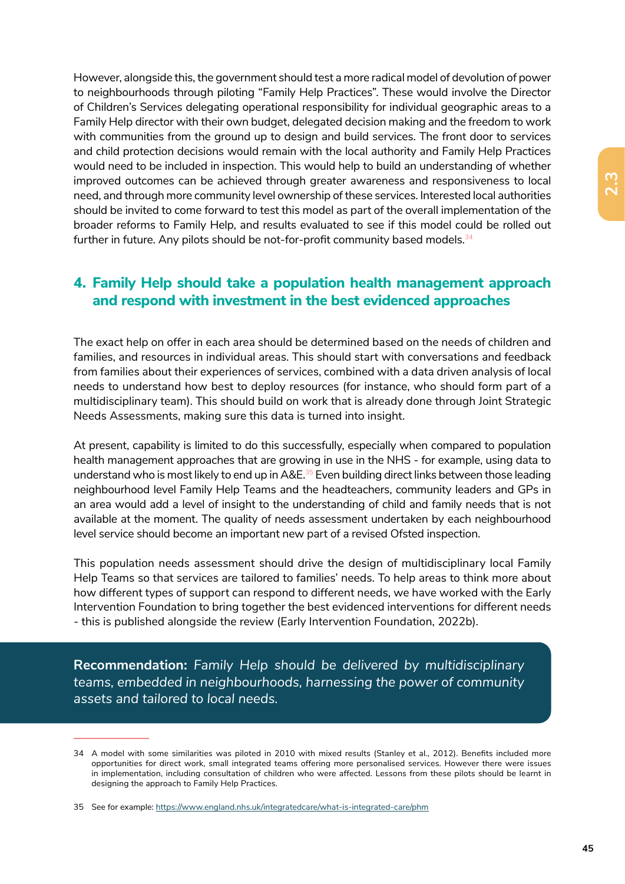However, alongside this, the government should test a more radical model of devolution of power to neighbourhoods through piloting "Family Help Practices". These would involve the Director of Children's Services delegating operational responsibility for individual geographic areas to a Family Help director with their own budget, delegated decision making and the freedom to work with communities from the ground up to design and build services. The front door to services and child protection decisions would remain with the local authority and Family Help Practices would need to be included in inspection. This would help to build an understanding of whether improved outcomes can be achieved through greater awareness and responsiveness to local need, and through more community level ownership of these services. Interested local authorities should be invited to come forward to test this model as part of the overall implementation of the broader reforms to Family Help, and results evaluated to see if this model could be rolled out further in future. Any pilots should be not-for-profit community based models.[34]

## 4. Family Help should take a population health management approach and respond with investment in the best evidenced approaches

The exact help on offer in each area should be determined based on the needs of children and families, and resources in individual areas. This should start with conversations and feedback from families about their experiences of services, combined with a data driven analysis of local needs to understand how best to deploy resources (for instance, who should form part of a multidisciplinary team). This should build on work that is already done through Joint Strategic Needs Assessments, making sure this data is turned into insight.

At present, capability is limited to do this successfully, especially when compared to population health management approaches that are growing in use in the NHS - for example, using data to understand who is most likely to end up in A&E.[35] Even building direct links between those leading neighbourhood level Family Help Teams and the headteachers, community leaders and GPs in an area would add a level of insight to the understanding of child and family needs that is not available at the moment. The quality of needs assessment undertaken by each neighbourhood level service should become an important new part of a revised Ofsted inspection.

This population needs assessment should drive the design of multidisciplinary local Family Help Teams so that services are tailored to families' needs. To help areas to think more about how different types of support can respond to different needs, we have worked with the Early Intervention Foundation to bring together the best evidenced interventions for different needs - this is published alongside the review (Early Intervention Foundation, 2022b).

**Recommendation:** *Family Help should be delivered by multidisciplinary teams, embedded in neighbourhoods, harnessing the power of community assets and tailored to local needs.*

---

34 A model with some similarities was piloted in 2010 with mixed results (Stanley et al., 2012). Benefits included more opportunities for direct work, small integrated teams offering more personalised services. However there were issues in implementation, including consultation of children who were affected. Lessons from these pilots should be learnt in designing the approach to Family Help Practices.

35 See for example: https://www.england.nhs.uk/integratedcare/what-is-integrated-care/phm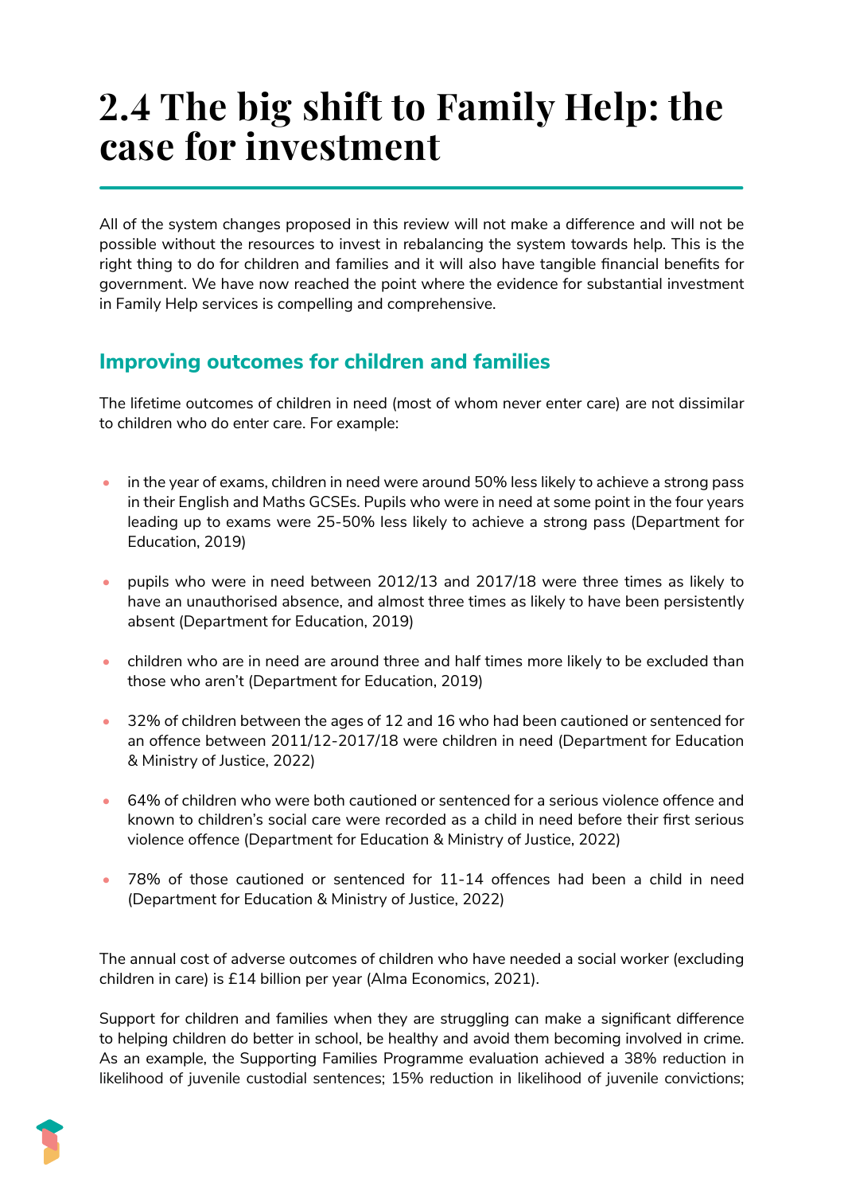# 2.4 The big shift to Family Help: the case for investment

All of the system changes proposed in this review will not make a difference and will not be possible without the resources to invest in rebalancing the system towards help. This is the right thing to do for children and families and it will also have tangible financial benefits for government. We have now reached the point where the evidence for substantial investment in Family Help services is compelling and comprehensive.

## Improving outcomes for children and families

The lifetime outcomes of children in need (most of whom never enter care) are not dissimilar to children who do enter care. For example:

- in the year of exams, children in need were around 50% less likely to achieve a strong pass in their English and Maths GCSEs. Pupils who were in need at some point in the four years leading up to exams were 25-50% less likely to achieve a strong pass (Department for Education, 2019)
- pupils who were in need between 2012/13 and 2017/18 were three times as likely to have an unauthorised absence, and almost three times as likely to have been persistently absent (Department for Education, 2019)
- children who are in need are around three and half times more likely to be excluded than those who aren't (Department for Education, 2019)
- 32% of children between the ages of 12 and 16 who had been cautioned or sentenced for an offence between 2011/12-2017/18 were children in need (Department for Education & Ministry of Justice, 2022)
- 64% of children who were both cautioned or sentenced for a serious violence offence and known to children's social care were recorded as a child in need before their first serious violence offence (Department for Education & Ministry of Justice, 2022)
- 78% of those cautioned or sentenced for 11-14 offences had been a child in need (Department for Education & Ministry of Justice, 2022)

The annual cost of adverse outcomes of children who have needed a social worker (excluding children in care) is £14 billion per year (Alma Economics, 2021).

Support for children and families when they are struggling can make a significant difference to helping children do better in school, be healthy and avoid them becoming involved in crime. As an example, the Supporting Families Programme evaluation achieved a 38% reduction in likelihood of juvenile custodial sentences; 15% reduction in likelihood of juvenile convictions;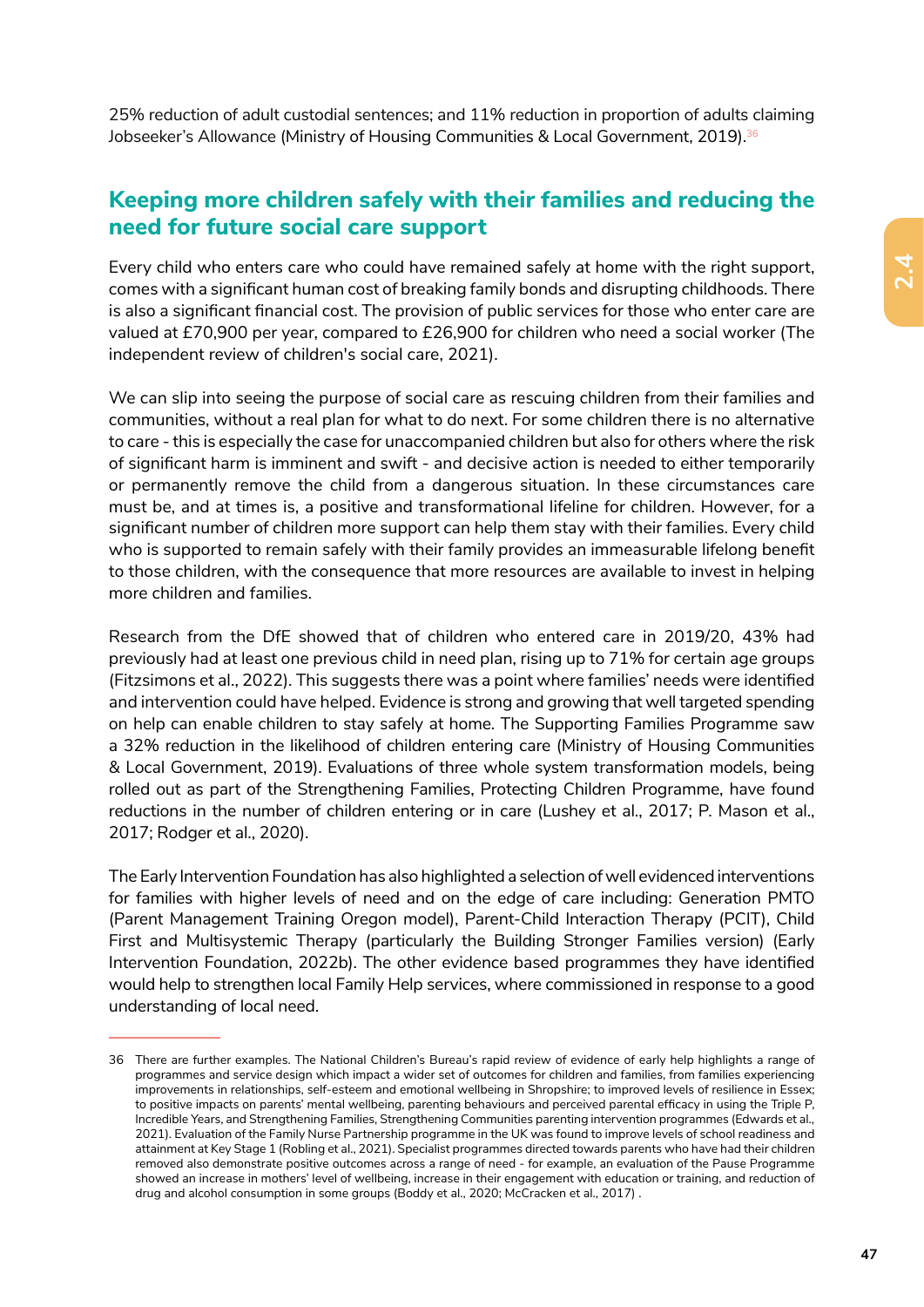25% reduction of adult custodial sentences; and 11% reduction in proportion of adults claiming Jobseeker's Allowance (Ministry of Housing Communities & Local Government, 2019).[36]

## Keeping more children safely with their families and reducing the need for future social care support

Every child who enters care who could have remained safely at home with the right support, comes with a significant human cost of breaking family bonds and disrupting childhoods. There is also a significant financial cost. The provision of public services for those who enter care are valued at £70,900 per year, compared to £26,900 for children who need a social worker (The independent review of children's social care, 2021).

We can slip into seeing the purpose of social care as rescuing children from their families and communities, without a real plan for what to do next. For some children there is no alternative to care - this is especially the case for unaccompanied children but also for others where the risk of significant harm is imminent and swift - and decisive action is needed to either temporarily or permanently remove the child from a dangerous situation. In these circumstances care must be, and at times is, a positive and transformational lifeline for children. However, for a significant number of children more support can help them stay with their families. Every child who is supported to remain safely with their family provides an immeasurable lifelong benefit to those children, with the consequence that more resources are available to invest in helping more children and families.

Research from the DfE showed that of children who entered care in 2019/20, 43% had previously had at least one previous child in need plan, rising up to 71% for certain age groups (Fitzsimons et al., 2022). This suggests there was a point where families' needs were identified and intervention could have helped. Evidence is strong and growing that well targeted spending on help can enable children to stay safely at home. The Supporting Families Programme saw a 32% reduction in the likelihood of children entering care (Ministry of Housing Communities & Local Government, 2019). Evaluations of three whole system transformation models, being rolled out as part of the Strengthening Families, Protecting Children Programme, have found reductions in the number of children entering or in care (Lushey et al., 2017; P. Mason et al., 2017; Rodger et al., 2020).

The Early Intervention Foundation has also highlighted a selection of well evidenced interventions for families with higher levels of need and on the edge of care including: Generation PMTO (Parent Management Training Oregon model), Parent-Child Interaction Therapy (PCIT), Child First and Multisystemic Therapy (particularly the Building Stronger Families version) (Early Intervention Foundation, 2022b). The other evidence based programmes they have identified would help to strengthen local Family Help services, where commissioned in response to a good understanding of local need.

---

36 There are further examples. The National Children's Bureau's rapid review of evidence of early help highlights a range of programmes and service design which impact a wider set of outcomes for children and families, from families experiencing improvements in relationships, self-esteem and emotional wellbeing in Shropshire; to improved levels of resilience in Essex; to positive impacts on parents' mental wellbeing, parenting behaviours and perceived parental efficacy in using the Triple P, Incredible Years, and Strengthening Families, Strengthening Communities parenting intervention programmes (Edwards et al., 2021). Evaluation of the Family Nurse Partnership programme in the UK was found to improve levels of school readiness and attainment at Key Stage 1 (Robling et al., 2021). Specialist programmes directed towards parents who have had their children removed also demonstrate positive outcomes across a range of need - for example, an evaluation of the Pause Programme showed an increase in mothers' level of wellbeing, increase in their engagement with education or training, and reduction of drug and alcohol consumption in some groups (Boddy et al., 2020; McCracken et al., 2017) .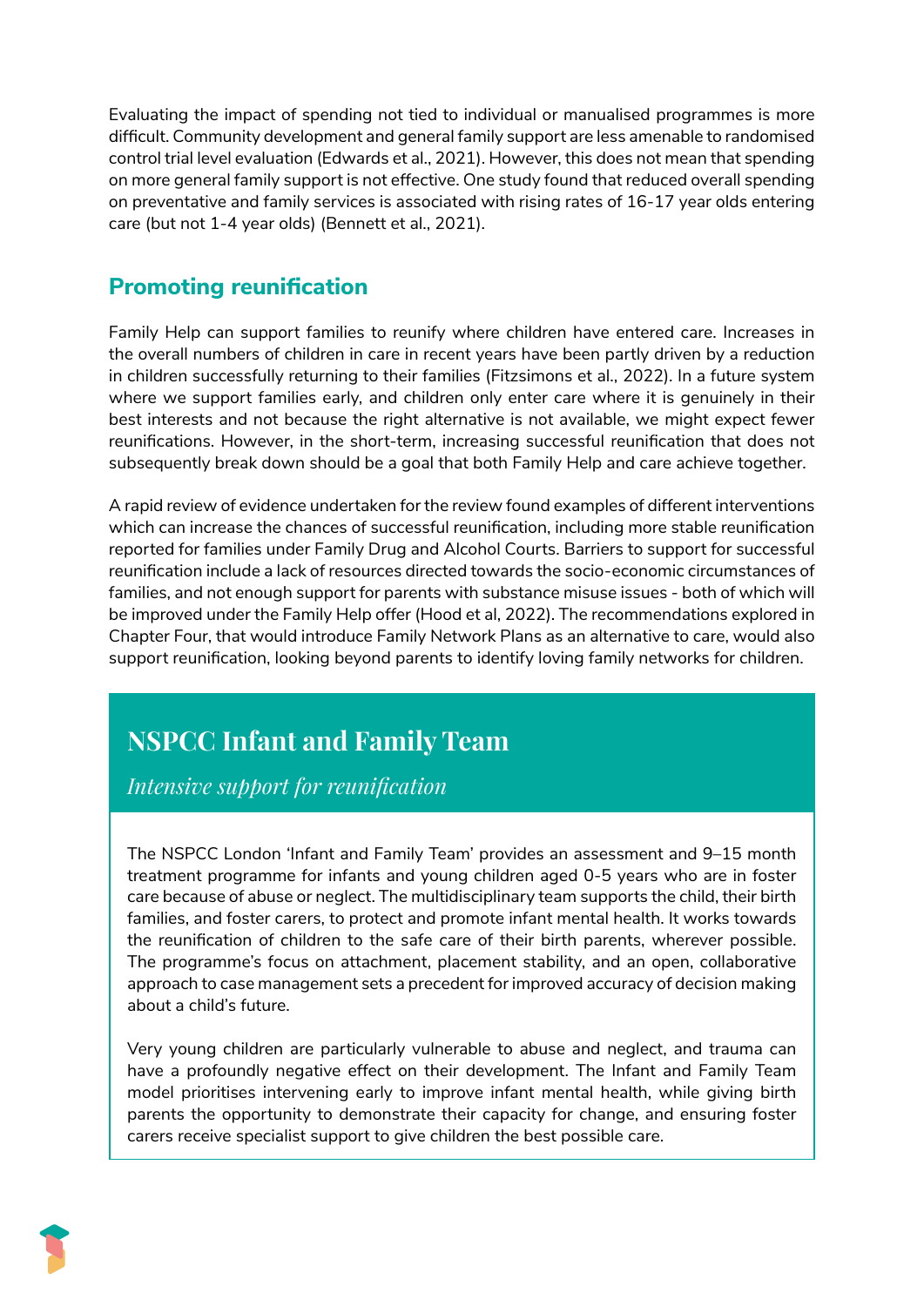Evaluating the impact of spending not tied to individual or manualised programmes is more difficult. Community development and general family support are less amenable to randomised control trial level evaluation (Edwards et al., 2021). However, this does not mean that spending on more general family support is not effective. One study found that reduced overall spending on preventative and family services is associated with rising rates of 16-17 year olds entering care (but not 1-4 year olds) (Bennett et al., 2021).

## Promoting reunification

Family Help can support families to reunify where children have entered care. Increases in the overall numbers of children in care in recent years have been partly driven by a reduction in children successfully returning to their families (Fitzsimons et al., 2022). In a future system where we support families early, and children only enter care where it is genuinely in their best interests and not because the right alternative is not available, we might expect fewer reunifications. However, in the short-term, increasing successful reunification that does not subsequently break down should be a goal that both Family Help and care achieve together.

A rapid review of evidence undertaken for the review found examples of different interventions which can increase the chances of successful reunification, including more stable reunification reported for families under Family Drug and Alcohol Courts. Barriers to support for successful reunification include a lack of resources directed towards the socio-economic circumstances of families, and not enough support for parents with substance misuse issues - both of which will be improved under the Family Help offer (Hood et al, 2022). The recommendations explored in Chapter Four, that would introduce Family Network Plans as an alternative to care, would also support reunification, looking beyond parents to identify loving family networks for children.

### NSPCC Infant and Family Team

*Intensive support for reunification*

The NSPCC London 'Infant and Family Team' provides an assessment and 9–15 month treatment programme for infants and young children aged 0-5 years who are in foster care because of abuse or neglect. The multidisciplinary team supports the child, their birth families, and foster carers, to protect and promote infant mental health. It works towards the reunification of children to the safe care of their birth parents, wherever possible. The programme's focus on attachment, placement stability, and an open, collaborative approach to case management sets a precedent for improved accuracy of decision making about a child's future.

Very young children are particularly vulnerable to abuse and neglect, and trauma can have a profoundly negative effect on their development. The Infant and Family Team model prioritises intervening early to improve infant mental health, while giving birth parents the opportunity to demonstrate their capacity for change, and ensuring foster carers receive specialist support to give children the best possible care.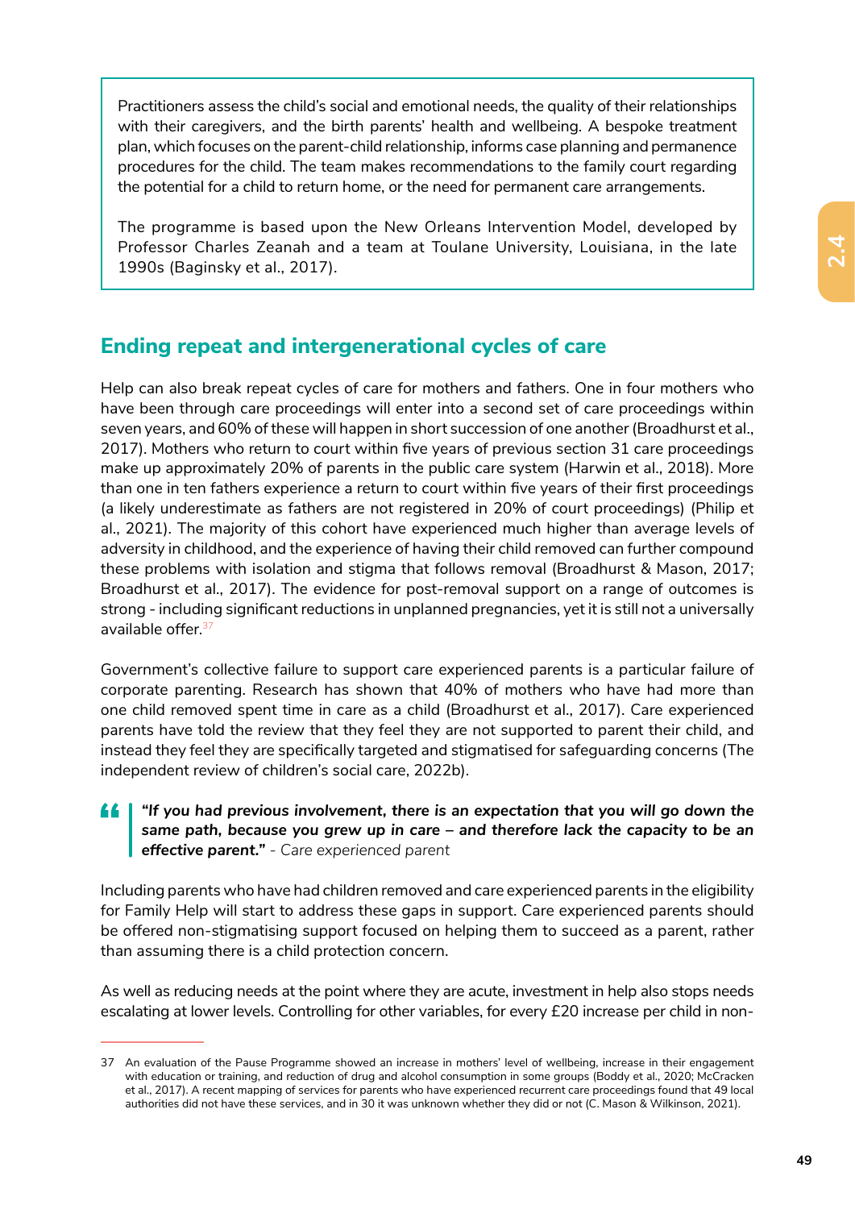Practitioners assess the child's social and emotional needs, the quality of their relationships with their caregivers, and the birth parents' health and wellbeing. A bespoke treatment plan, which focuses on the parent-child relationship, informs case planning and permanence procedures for the child. The team makes recommendations to the family court regarding the potential for a child to return home, or the need for permanent care arrangements.

The programme is based upon the New Orleans Intervention Model, developed by Professor Charles Zeanah and a team at Toulane University, Louisiana, in the late 1990s (Baginsky et al., 2017).

## Ending repeat and intergenerational cycles of care

Help can also break repeat cycles of care for mothers and fathers. One in four mothers who have been through care proceedings will enter into a second set of care proceedings within seven years, and 60% of these will happen in short succession of one another (Broadhurst et al., 2017). Mothers who return to court within five years of previous section 31 care proceedings make up approximately 20% of parents in the public care system (Harwin et al., 2018). More than one in ten fathers experience a return to court within five years of their first proceedings (a likely underestimate as fathers are not registered in 20% of court proceedings) (Philip et al., 2021). The majority of this cohort have experienced much higher than average levels of adversity in childhood, and the experience of having their child removed can further compound these problems with isolation and stigma that follows removal (Broadhurst & Mason, 2017; Broadhurst et al., 2017). The evidence for post-removal support on a range of outcomes is strong - including significant reductions in unplanned pregnancies, yet it is still not a universally available offer.[37]

Government's collective failure to support care experienced parents is a particular failure of corporate parenting. Research has shown that 40% of mothers who have had more than one child removed spent time in care as a child (Broadhurst et al., 2017). Care experienced parents have told the review that they feel they are not supported to parent their child, and instead they feel they are specifically targeted and stigmatised for safeguarding concerns (The independent review of children's social care, 2022b).

> ***"If you had previous involvement, there is an expectation that you will go down the same path, because you grew up in care – and therefore lack the capacity to be an effective parent."*** *- Care experienced parent*

Including parents who have had children removed and care experienced parents in the eligibility for Family Help will start to address these gaps in support. Care experienced parents should be offered non-stigmatising support focused on helping them to succeed as a parent, rather than assuming there is a child protection concern.

As well as reducing needs at the point where they are acute, investment in help also stops needs escalating at lower levels. Controlling for other variables, for every £20 increase per child in non-

---

37 An evaluation of the Pause Programme showed an increase in mothers' level of wellbeing, increase in their engagement with education or training, and reduction of drug and alcohol consumption in some groups (Boddy et al., 2020; McCracken et al., 2017). A recent mapping of services for parents who have experienced recurrent care proceedings found that 49 local authorities did not have these services, and in 30 it was unknown whether they did or not (C. Mason & Wilkinson, 2021).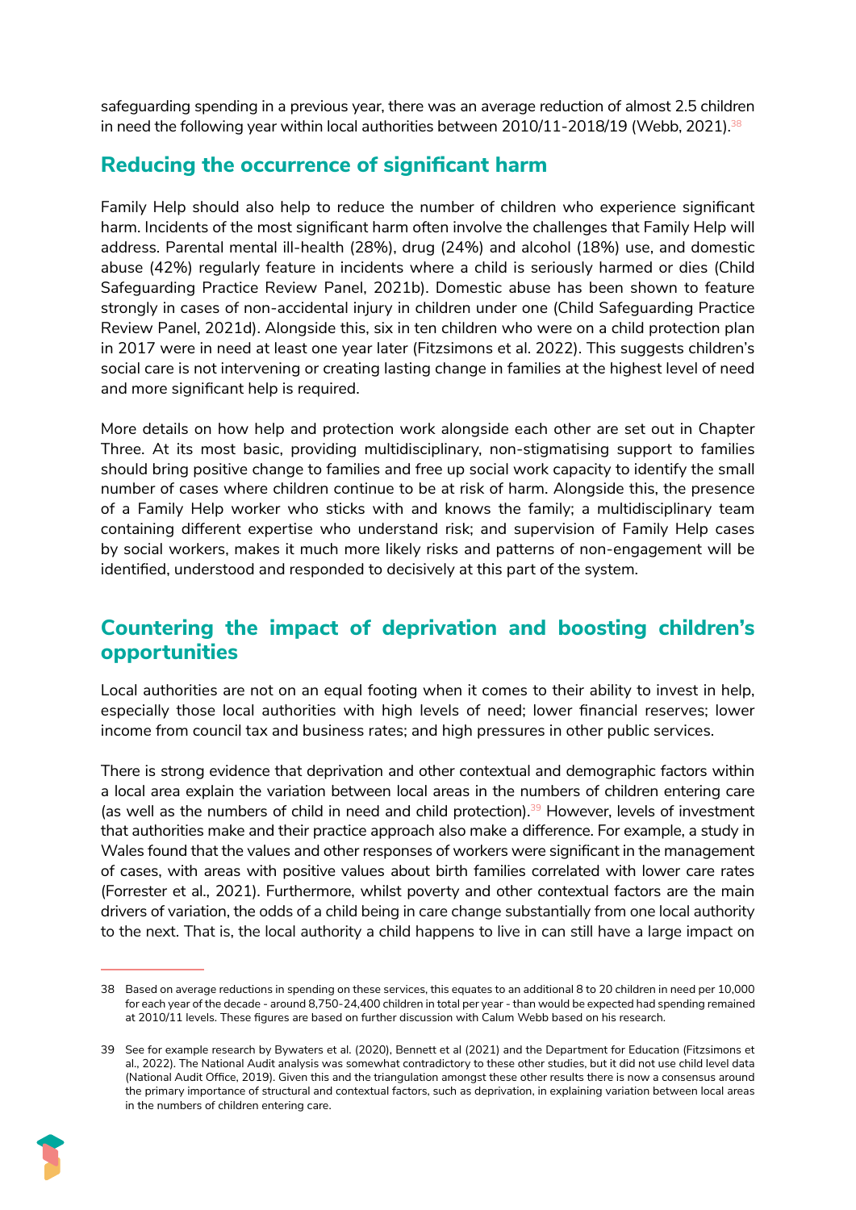safeguarding spending in a previous year, there was an average reduction of almost 2.5 children in need the following year within local authorities between 2010/11-2018/19 (Webb, 2021).[38]

## Reducing the occurrence of significant harm

Family Help should also help to reduce the number of children who experience significant harm. Incidents of the most significant harm often involve the challenges that Family Help will address. Parental mental ill-health (28%), drug (24%) and alcohol (18%) use, and domestic abuse (42%) regularly feature in incidents where a child is seriously harmed or dies (Child Safeguarding Practice Review Panel, 2021b). Domestic abuse has been shown to feature strongly in cases of non-accidental injury in children under one (Child Safeguarding Practice Review Panel, 2021d). Alongside this, six in ten children who were on a child protection plan in 2017 were in need at least one year later (Fitzsimons et al. 2022). This suggests children's social care is not intervening or creating lasting change in families at the highest level of need and more significant help is required.

More details on how help and protection work alongside each other are set out in Chapter Three. At its most basic, providing multidisciplinary, non-stigmatising support to families should bring positive change to families and free up social work capacity to identify the small number of cases where children continue to be at risk of harm. Alongside this, the presence of a Family Help worker who sticks with and knows the family; a multidisciplinary team containing different expertise who understand risk; and supervision of Family Help cases by social workers, makes it much more likely risks and patterns of non-engagement will be identified, understood and responded to decisively at this part of the system.

## Countering the impact of deprivation and boosting children's opportunities

Local authorities are not on an equal footing when it comes to their ability to invest in help, especially those local authorities with high levels of need; lower financial reserves; lower income from council tax and business rates; and high pressures in other public services.

There is strong evidence that deprivation and other contextual and demographic factors within a local area explain the variation between local areas in the numbers of children entering care (as well as the numbers of child in need and child protection).[39] However, levels of investment that authorities make and their practice approach also make a difference. For example, a study in Wales found that the values and other responses of workers were significant in the management of cases, with areas with positive values about birth families correlated with lower care rates (Forrester et al., 2021). Furthermore, whilst poverty and other contextual factors are the main drivers of variation, the odds of a child being in care change substantially from one local authority to the next. That is, the local authority a child happens to live in can still have a large impact on

---

38 Based on average reductions in spending on these services, this equates to an additional 8 to 20 children in need per 10,000 for each year of the decade - around 8,750-24,400 children in total per year - than would be expected had spending remained at 2010/11 levels. These figures are based on further discussion with Calum Webb based on his research.

39 See for example research by Bywaters et al. (2020), Bennett et al (2021) and the Department for Education (Fitzsimons et al., 2022). The National Audit analysis was somewhat contradictory to these other studies, but it did not use child level data (National Audit Office, 2019). Given this and the triangulation amongst these other results there is now a consensus around the primary importance of structural and contextual factors, such as deprivation, in explaining variation between local areas in the numbers of children entering care.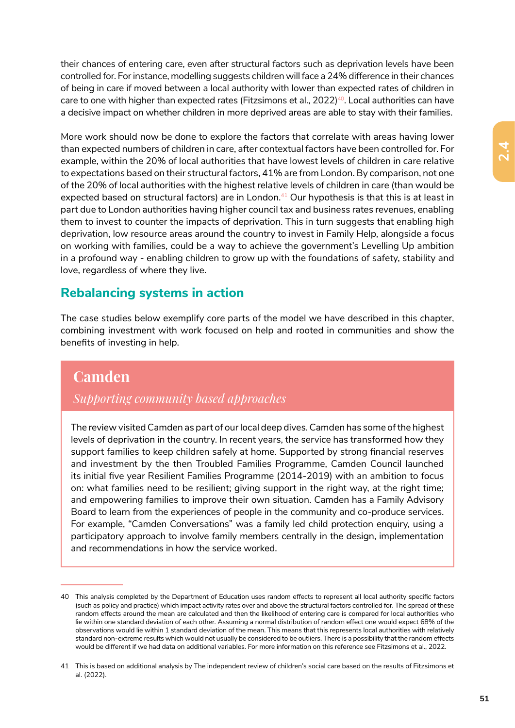their chances of entering care, even after structural factors such as deprivation levels have been controlled for. For instance, modelling suggests children will face a 24% difference in their chances of being in care if moved between a local authority with lower than expected rates of children in care to one with higher than expected rates (Fitzsimons et al., 2022)[40]. Local authorities can have a decisive impact on whether children in more deprived areas are able to stay with their families.

More work should now be done to explore the factors that correlate with areas having lower than expected numbers of children in care, after contextual factors have been controlled for. For example, within the 20% of local authorities that have lowest levels of children in care relative to expectations based on their structural factors, 41% are from London. By comparison, not one of the 20% of local authorities with the highest relative levels of children in care (than would be expected based on structural factors) are in London.[41] Our hypothesis is that this is at least in part due to London authorities having higher council tax and business rates revenues, enabling them to invest to counter the impacts of deprivation. This in turn suggests that enabling high deprivation, low resource areas around the country to invest in Family Help, alongside a focus on working with families, could be a way to achieve the government's Levelling Up ambition in a profound way - enabling children to grow up with the foundations of safety, stability and love, regardless of where they live.

## Rebalancing systems in action

The case studies below exemplify core parts of the model we have described in this chapter, combining investment with work focused on help and rooted in communities and show the benefits of investing in help.

### Camden

*Supporting community based approaches*

The review visited Camden as part of our local deep dives. Camden has some of the highest levels of deprivation in the country. In recent years, the service has transformed how they support families to keep children safely at home. Supported by strong financial reserves and investment by the then Troubled Families Programme, Camden Council launched its initial five year Resilient Families Programme (2014-2019) with an ambition to focus on: what families need to be resilient; giving support in the right way, at the right time; and empowering families to improve their own situation. Camden has a Family Advisory Board to learn from the experiences of people in the community and co-produce services. For example, "Camden Conversations" was a family led child protection enquiry, using a participatory approach to involve family members centrally in the design, implementation and recommendations in how the service worked.

---

40 This analysis completed by the Department of Education uses random effects to represent all local authority specific factors (such as policy and practice) which impact activity rates over and above the structural factors controlled for. The spread of these random effects around the mean are calculated and then the likelihood of entering care is compared for local authorities who lie within one standard deviation of each other. Assuming a normal distribution of random effect one would expect 68% of the observations would lie within 1 standard deviation of the mean. This means that this represents local authorities with relatively standard non-extreme results which would not usually be considered to be outliers. There is a possibility that the random effects would be different if we had data on additional variables. For more information on this reference see Fitzsimons et al., 2022.

41 This is based on additional analysis by The independent review of children's social care based on the results of Fitzsimons et al. (2022).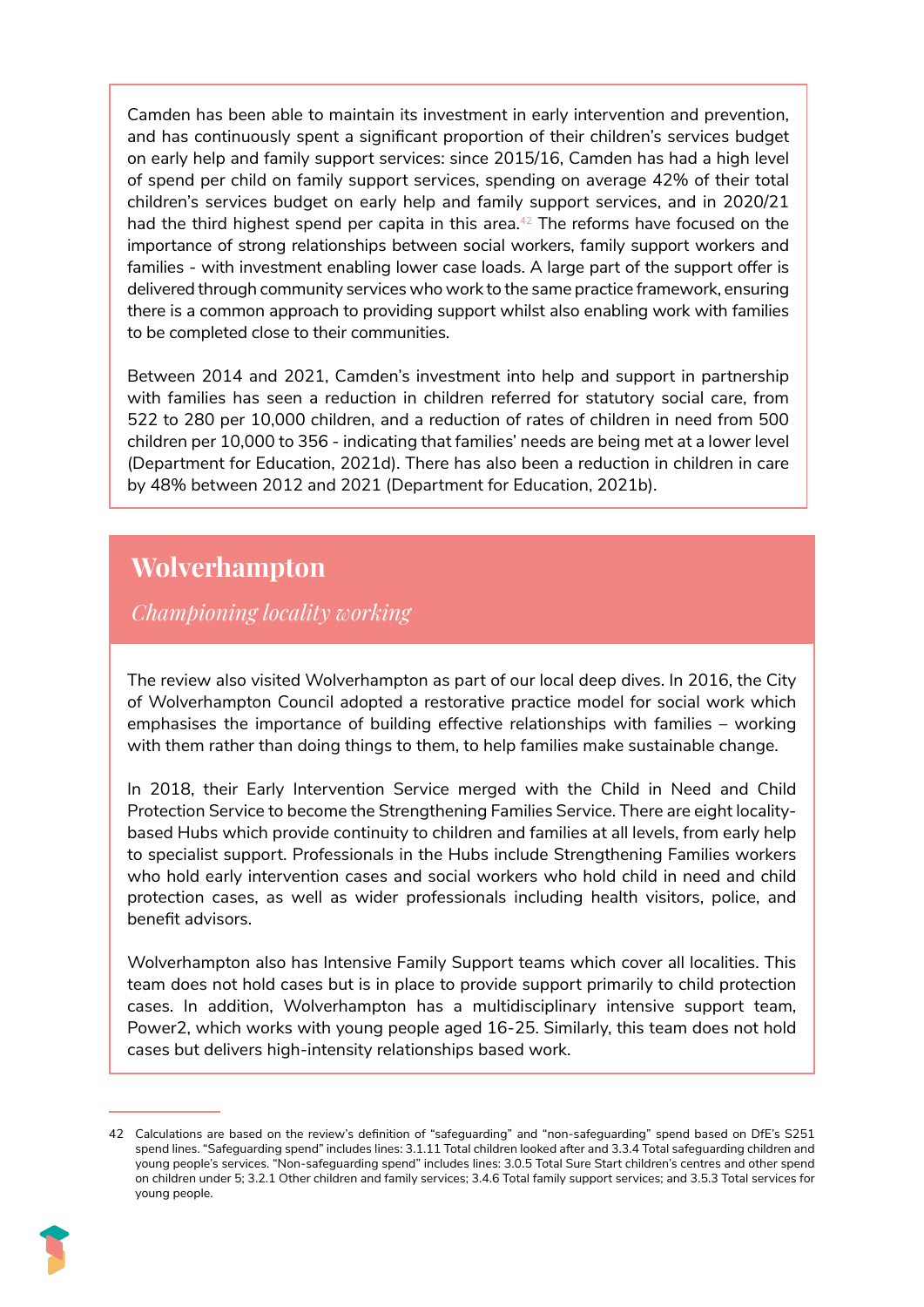Camden has been able to maintain its investment in early intervention and prevention, and has continuously spent a significant proportion of their children's services budget on early help and family support services: since 2015/16, Camden has had a high level of spend per child on family support services, spending on average 42% of their total children's services budget on early help and family support services, and in 2020/21 had the third highest spend per capita in this area.[42] The reforms have focused on the importance of strong relationships between social workers, family support workers and families - with investment enabling lower case loads. A large part of the support offer is delivered through community services who work to the same practice framework, ensuring there is a common approach to providing support whilst also enabling work with families to be completed close to their communities.

Between 2014 and 2021, Camden's investment into help and support in partnership with families has seen a reduction in children referred for statutory social care, from 522 to 280 per 10,000 children, and a reduction of rates of children in need from 500 children per 10,000 to 356 - indicating that families' needs are being met at a lower level (Department for Education, 2021d). There has also been a reduction in children in care by 48% between 2012 and 2021 (Department for Education, 2021b).

## Wolverhampton

*Championing locality working*

The review also visited Wolverhampton as part of our local deep dives. In 2016, the City of Wolverhampton Council adopted a restorative practice model for social work which emphasises the importance of building effective relationships with families – working with them rather than doing things to them, to help families make sustainable change.

In 2018, their Early Intervention Service merged with the Child in Need and Child Protection Service to become the Strengthening Families Service. There are eight locality-based Hubs which provide continuity to children and families at all levels, from early help to specialist support. Professionals in the Hubs include Strengthening Families workers who hold early intervention cases and social workers who hold child in need and child protection cases, as well as wider professionals including health visitors, police, and benefit advisors.

Wolverhampton also has Intensive Family Support teams which cover all localities. This team does not hold cases but is in place to provide support primarily to child protection cases. In addition, Wolverhampton has a multidisciplinary intensive support team, Power2, which works with young people aged 16-25. Similarly, this team does not hold cases but delivers high-intensity relationships based work.

---

42 Calculations are based on the review's definition of "safeguarding" and "non-safeguarding" spend based on DfE's S251 spend lines. "Safeguarding spend" includes lines: 3.1.11 Total children looked after and 3.3.4 Total safeguarding children and young people's services. "Non-safeguarding spend" includes lines: 3.0.5 Total Sure Start children's centres and other spend on children under 5; 3.2.1 Other children and family services; 3.4.6 Total family support services; and 3.5.3 Total services for young people.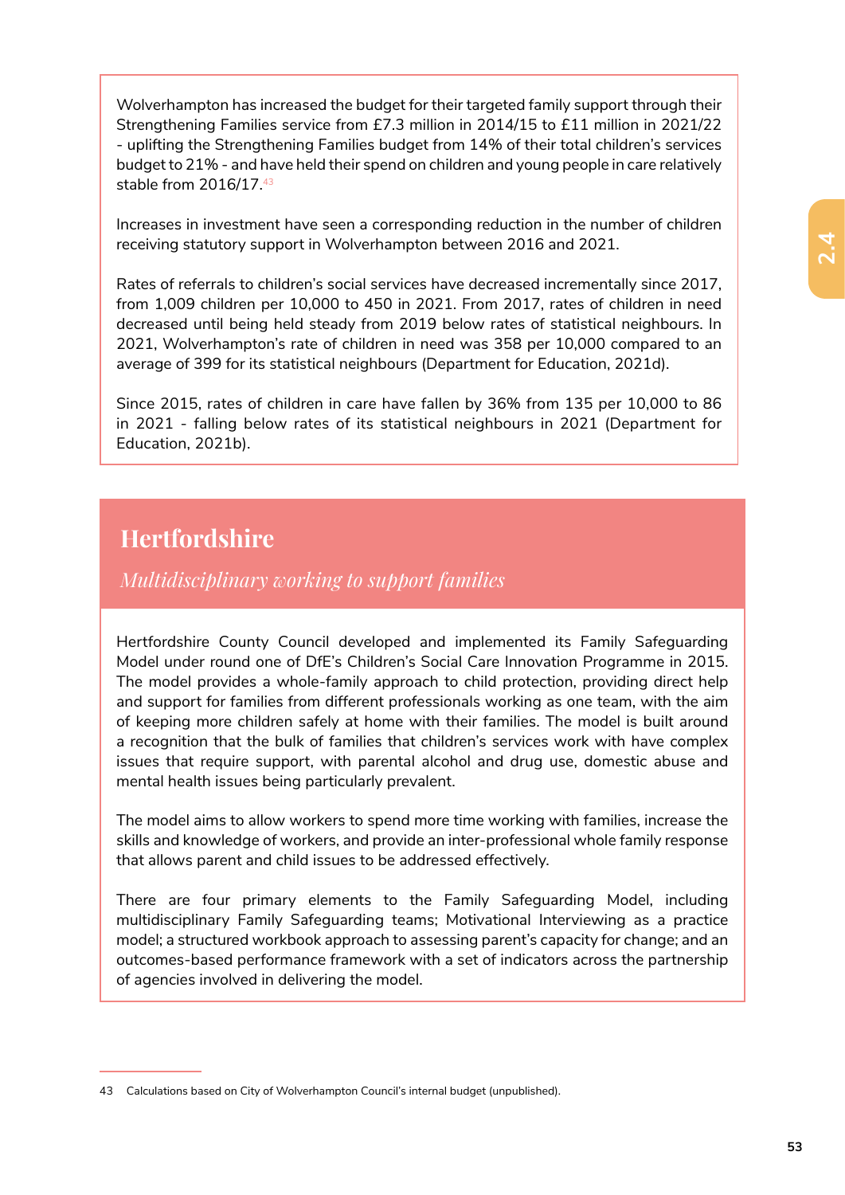Wolverhampton has increased the budget for their targeted family support through their Strengthening Families service from £7.3 million in 2014/15 to £11 million in 2021/22 - uplifting the Strengthening Families budget from 14% of their total children's services budget to 21% - and have held their spend on children and young people in care relatively stable from 2016/17.[43]

Increases in investment have seen a corresponding reduction in the number of children receiving statutory support in Wolverhampton between 2016 and 2021.

Rates of referrals to children's social services have decreased incrementally since 2017, from 1,009 children per 10,000 to 450 in 2021. From 2017, rates of children in need decreased until being held steady from 2019 below rates of statistical neighbours. In 2021, Wolverhampton's rate of children in need was 358 per 10,000 compared to an average of 399 for its statistical neighbours (Department for Education, 2021d).

Since 2015, rates of children in care have fallen by 36% from 135 per 10,000 to 86 in 2021 - falling below rates of its statistical neighbours in 2021 (Department for Education, 2021b).

## Hertfordshire

*Multidisciplinary working to support families*

Hertfordshire County Council developed and implemented its Family Safeguarding Model under round one of DfE's Children's Social Care Innovation Programme in 2015. The model provides a whole-family approach to child protection, providing direct help and support for families from different professionals working as one team, with the aim of keeping more children safely at home with their families. The model is built around a recognition that the bulk of families that children's services work with have complex issues that require support, with parental alcohol and drug use, domestic abuse and mental health issues being particularly prevalent.

The model aims to allow workers to spend more time working with families, increase the skills and knowledge of workers, and provide an inter-professional whole family response that allows parent and child issues to be addressed effectively.

There are four primary elements to the Family Safeguarding Model, including multidisciplinary Family Safeguarding teams; Motivational Interviewing as a practice model; a structured workbook approach to assessing parent's capacity for change; and an outcomes-based performance framework with a set of indicators across the partnership of agencies involved in delivering the model.

---

43 Calculations based on City of Wolverhampton Council's internal budget (unpublished).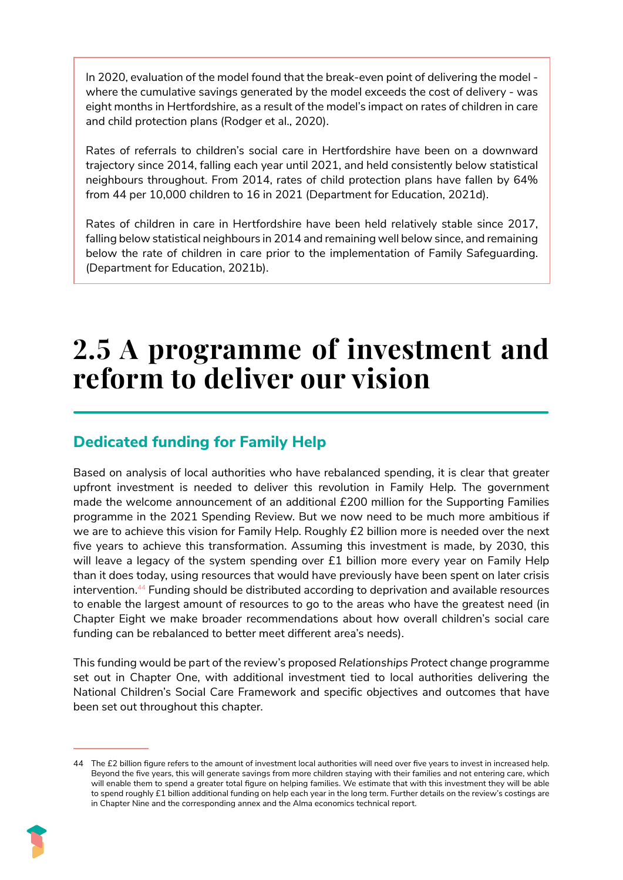In 2020, evaluation of the model found that the break-even point of delivering the model - where the cumulative savings generated by the model exceeds the cost of delivery - was eight months in Hertfordshire, as a result of the model's impact on rates of children in care and child protection plans (Rodger et al., 2020).

Rates of referrals to children's social care in Hertfordshire have been on a downward trajectory since 2014, falling each year until 2021, and held consistently below statistical neighbours throughout. From 2014, rates of child protection plans have fallen by 64% from 44 per 10,000 children to 16 in 2021 (Department for Education, 2021d).

Rates of children in care in Hertfordshire have been held relatively stable since 2017, falling below statistical neighbours in 2014 and remaining well below since, and remaining below the rate of children in care prior to the implementation of Family Safeguarding. (Department for Education, 2021b).

# 2.5 A programme of investment and reform to deliver our vision

## Dedicated funding for Family Help

Based on analysis of local authorities who have rebalanced spending, it is clear that greater upfront investment is needed to deliver this revolution in Family Help. The government made the welcome announcement of an additional £200 million for the Supporting Families programme in the 2021 Spending Review. But we now need to be much more ambitious if we are to achieve this vision for Family Help. Roughly £2 billion more is needed over the next five years to achieve this transformation. Assuming this investment is made, by 2030, this will leave a legacy of the system spending over £1 billion more every year on Family Help than it does today, using resources that would have previously have been spent on later crisis intervention.[44] Funding should be distributed according to deprivation and available resources to enable the largest amount of resources to go to the areas who have the greatest need (in Chapter Eight we make broader recommendations about how overall children's social care funding can be rebalanced to better meet different area's needs).

This funding would be part of the review's proposed *Relationships Protect* change programme set out in Chapter One, with additional investment tied to local authorities delivering the National Children's Social Care Framework and specific objectives and outcomes that have been set out throughout this chapter.

44 The £2 billion figure refers to the amount of investment local authorities will need over five years to invest in increased help. Beyond the five years, this will generate savings from more children staying with their families and not entering care, which will enable them to spend a greater total figure on helping families. We estimate that with this investment they will be able to spend roughly £1 billion additional funding on help each year in the long term. Further details on the review's costings are in Chapter Nine and the corresponding annex and the Alma economics technical report.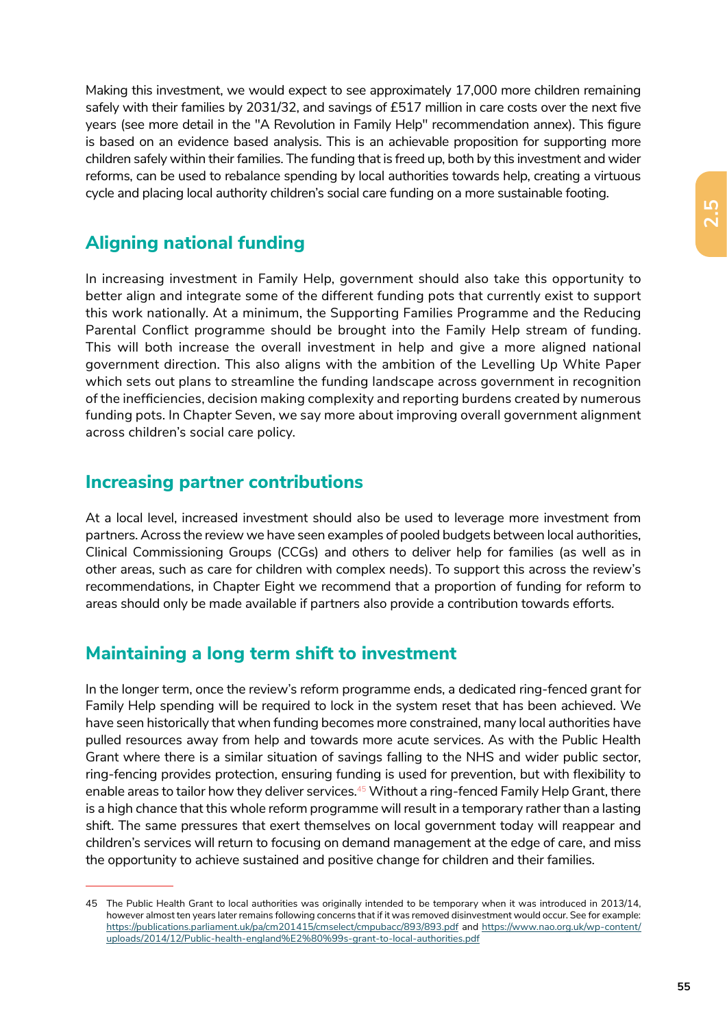Making this investment, we would expect to see approximately 17,000 more children remaining safely with their families by 2031/32, and savings of £517 million in care costs over the next five years (see more detail in the "A Revolution in Family Help" recommendation annex). This figure is based on an evidence based analysis. This is an achievable proposition for supporting more children safely within their families. The funding that is freed up, both by this investment and wider reforms, can be used to rebalance spending by local authorities towards help, creating a virtuous cycle and placing local authority children's social care funding on a more sustainable footing.

## Aligning national funding

In increasing investment in Family Help, government should also take this opportunity to better align and integrate some of the different funding pots that currently exist to support this work nationally. At a minimum, the Supporting Families Programme and the Reducing Parental Conflict programme should be brought into the Family Help stream of funding. This will both increase the overall investment in help and give a more aligned national government direction. This also aligns with the ambition of the Levelling Up White Paper which sets out plans to streamline the funding landscape across government in recognition of the inefficiencies, decision making complexity and reporting burdens created by numerous funding pots. In Chapter Seven, we say more about improving overall government alignment across children's social care policy.

## Increasing partner contributions

At a local level, increased investment should also be used to leverage more investment from partners. Across the review we have seen examples of pooled budgets between local authorities, Clinical Commissioning Groups (CCGs) and others to deliver help for families (as well as in other areas, such as care for children with complex needs). To support this across the review's recommendations, in Chapter Eight we recommend that a proportion of funding for reform to areas should only be made available if partners also provide a contribution towards efforts.

## Maintaining a long term shift to investment

In the longer term, once the review's reform programme ends, a dedicated ring-fenced grant for Family Help spending will be required to lock in the system reset that has been achieved. We have seen historically that when funding becomes more constrained, many local authorities have pulled resources away from help and towards more acute services. As with the Public Health Grant where there is a similar situation of savings falling to the NHS and wider public sector, ring-fencing provides protection, ensuring funding is used for prevention, but with flexibility to enable areas to tailor how they deliver services.[45] Without a ring-fenced Family Help Grant, there is a high chance that this whole reform programme will result in a temporary rather than a lasting shift. The same pressures that exert themselves on local government today will reappear and children's services will return to focusing on demand management at the edge of care, and miss the opportunity to achieve sustained and positive change for children and their families.

---

45 The Public Health Grant to local authorities was originally intended to be temporary when it was introduced in 2013/14, however almost ten years later remains following concerns that if it was removed disinvestment would occur. See for example: https://publications.parliament.uk/pa/cm201415/cmselect/cmpubacc/893/893.pdf and https://www.nao.org.uk/wp-content/uploads/2014/12/Public-health-england%E2%80%99s-grant-to-local-authorities.pdf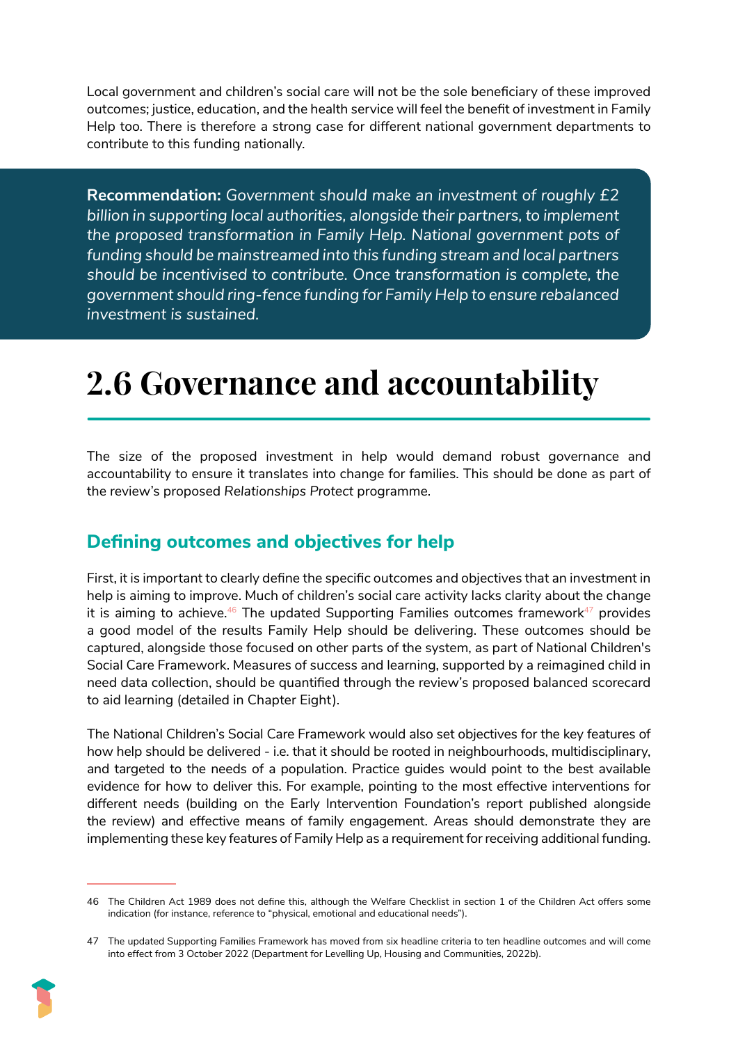Local government and children's social care will not be the sole beneficiary of these improved outcomes; justice, education, and the health service will feel the benefit of investment in Family Help too. There is therefore a strong case for different national government departments to contribute to this funding nationally.

> **Recommendation:** *Government should make an investment of roughly £2 billion in supporting local authorities, alongside their partners, to implement the proposed transformation in Family Help. National government pots of funding should be mainstreamed into this funding stream and local partners should be incentivised to contribute. Once transformation is complete, the government should ring-fence funding for Family Help to ensure rebalanced investment is sustained.*

# 2.6 Governance and accountability

The size of the proposed investment in help would demand robust governance and accountability to ensure it translates into change for families. This should be done as part of the review's proposed *Relationships Protect* programme.

## Defining outcomes and objectives for help

First, it is important to clearly define the specific outcomes and objectives that an investment in help is aiming to improve. Much of children's social care activity lacks clarity about the change it is aiming to achieve.[46] The updated Supporting Families outcomes framework[47] provides a good model of the results Family Help should be delivering. These outcomes should be captured, alongside those focused on other parts of the system, as part of National Children's Social Care Framework. Measures of success and learning, supported by a reimagined child in need data collection, should be quantified through the review's proposed balanced scorecard to aid learning (detailed in Chapter Eight).

The National Children's Social Care Framework would also set objectives for the key features of how help should be delivered - i.e. that it should be rooted in neighbourhoods, multidisciplinary, and targeted to the needs of a population. Practice guides would point to the best available evidence for how to deliver this. For example, pointing to the most effective interventions for different needs (building on the Early Intervention Foundation's report published alongside the review) and effective means of family engagement. Areas should demonstrate they are implementing these key features of Family Help as a requirement for receiving additional funding.

---

46 The Children Act 1989 does not define this, although the Welfare Checklist in section 1 of the Children Act offers some indication (for instance, reference to "physical, emotional and educational needs").

47 The updated Supporting Families Framework has moved from six headline criteria to ten headline outcomes and will come into effect from 3 October 2022 (Department for Levelling Up, Housing and Communities, 2022b).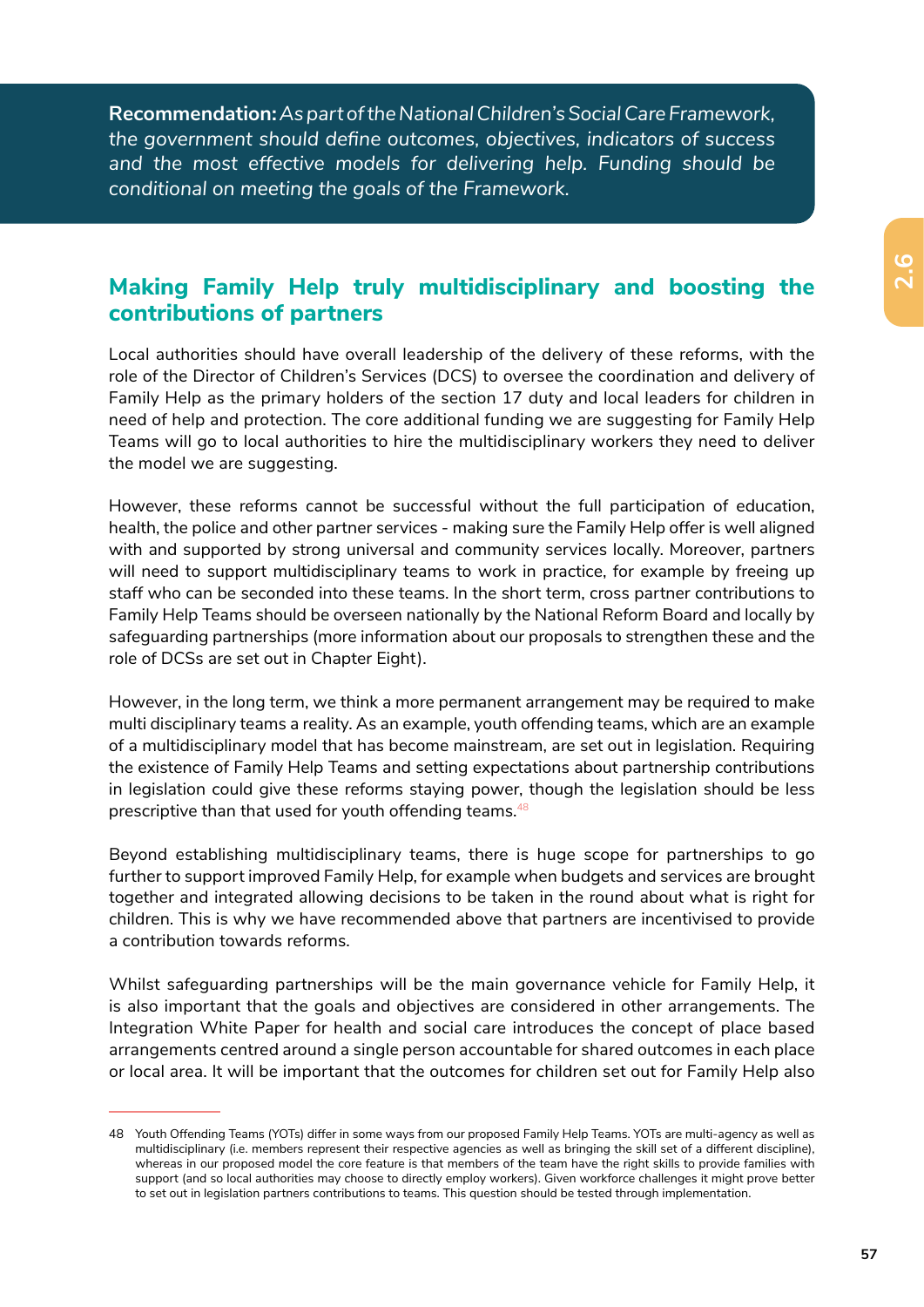**Recommendation:** *As part of the National Children's Social Care Framework, the government should define outcomes, objectives, indicators of success and the most effective models for delivering help. Funding should be conditional on meeting the goals of the Framework.*

## Making Family Help truly multidisciplinary and boosting the contributions of partners

Local authorities should have overall leadership of the delivery of these reforms, with the role of the Director of Children's Services (DCS) to oversee the coordination and delivery of Family Help as the primary holders of the section 17 duty and local leaders for children in need of help and protection. The core additional funding we are suggesting for Family Help Teams will go to local authorities to hire the multidisciplinary workers they need to deliver the model we are suggesting.

However, these reforms cannot be successful without the full participation of education, health, the police and other partner services - making sure the Family Help offer is well aligned with and supported by strong universal and community services locally. Moreover, partners will need to support multidisciplinary teams to work in practice, for example by freeing up staff who can be seconded into these teams. In the short term, cross partner contributions to Family Help Teams should be overseen nationally by the National Reform Board and locally by safeguarding partnerships (more information about our proposals to strengthen these and the role of DCSs are set out in Chapter Eight).

However, in the long term, we think a more permanent arrangement may be required to make multi disciplinary teams a reality. As an example, youth offending teams, which are an example of a multidisciplinary model that has become mainstream, are set out in legislation. Requiring the existence of Family Help Teams and setting expectations about partnership contributions in legislation could give these reforms staying power, though the legislation should be less prescriptive than that used for youth offending teams.[48]

Beyond establishing multidisciplinary teams, there is huge scope for partnerships to go further to support improved Family Help, for example when budgets and services are brought together and integrated allowing decisions to be taken in the round about what is right for children. This is why we have recommended above that partners are incentivised to provide a contribution towards reforms.

Whilst safeguarding partnerships will be the main governance vehicle for Family Help, it is also important that the goals and objectives are considered in other arrangements. The Integration White Paper for health and social care introduces the concept of place based arrangements centred around a single person accountable for shared outcomes in each place or local area. It will be important that the outcomes for children set out for Family Help also

---

48 Youth Offending Teams (YOTs) differ in some ways from our proposed Family Help Teams. YOTs are multi-agency as well as multidisciplinary (i.e. members represent their respective agencies as well as bringing the skill set of a different discipline), whereas in our proposed model the core feature is that members of the team have the right skills to provide families with support (and so local authorities may choose to directly employ workers). Given workforce challenges it might prove better to set out in legislation partners contributions to teams. This question should be tested through implementation.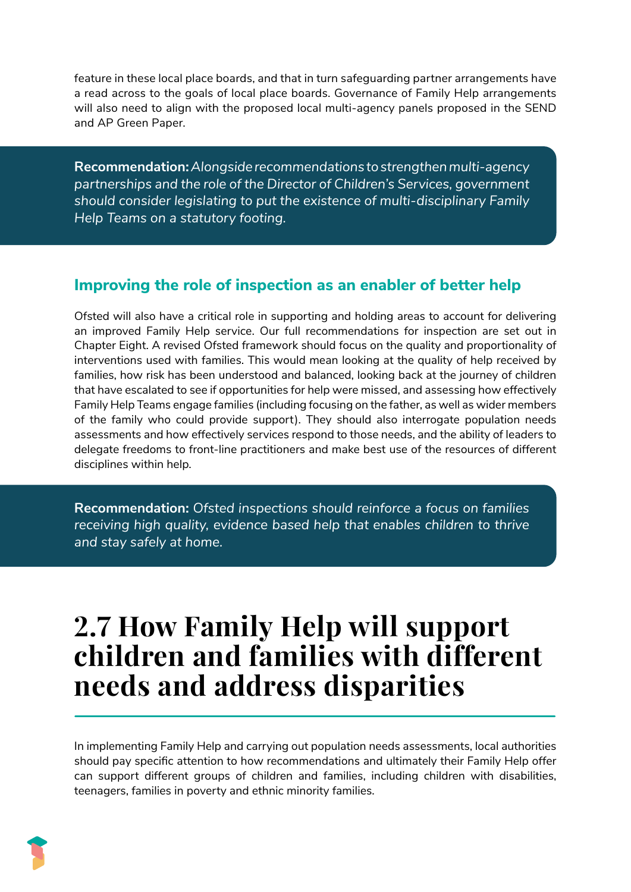feature in these local place boards, and that in turn safeguarding partner arrangements have a read across to the goals of local place boards. Governance of Family Help arrangements will also need to align with the proposed local multi-agency panels proposed in the SEND and AP Green Paper.

> **Recommendation:** *Alongside recommendations to strengthen multi-agency partnerships and the role of the Director of Children's Services, government should consider legislating to put the existence of multi-disciplinary Family Help Teams on a statutory footing.*

### Improving the role of inspection as an enabler of better help

Ofsted will also have a critical role in supporting and holding areas to account for delivering an improved Family Help service. Our full recommendations for inspection are set out in Chapter Eight. A revised Ofsted framework should focus on the quality and proportionality of interventions used with families. This would mean looking at the quality of help received by families, how risk has been understood and balanced, looking back at the journey of children that have escalated to see if opportunities for help were missed, and assessing how effectively Family Help Teams engage families (including focusing on the father, as well as wider members of the family who could provide support). They should also interrogate population needs assessments and how effectively services respond to those needs, and the ability of leaders to delegate freedoms to front-line practitioners and make best use of the resources of different disciplines within help.

> **Recommendation:** *Ofsted inspections should reinforce a focus on families receiving high quality, evidence based help that enables children to thrive and stay safely at home.*

## 2.7 How Family Help will support children and families with different needs and address disparities

In implementing Family Help and carrying out population needs assessments, local authorities should pay specific attention to how recommendations and ultimately their Family Help offer can support different groups of children and families, including children with disabilities, teenagers, families in poverty and ethnic minority families.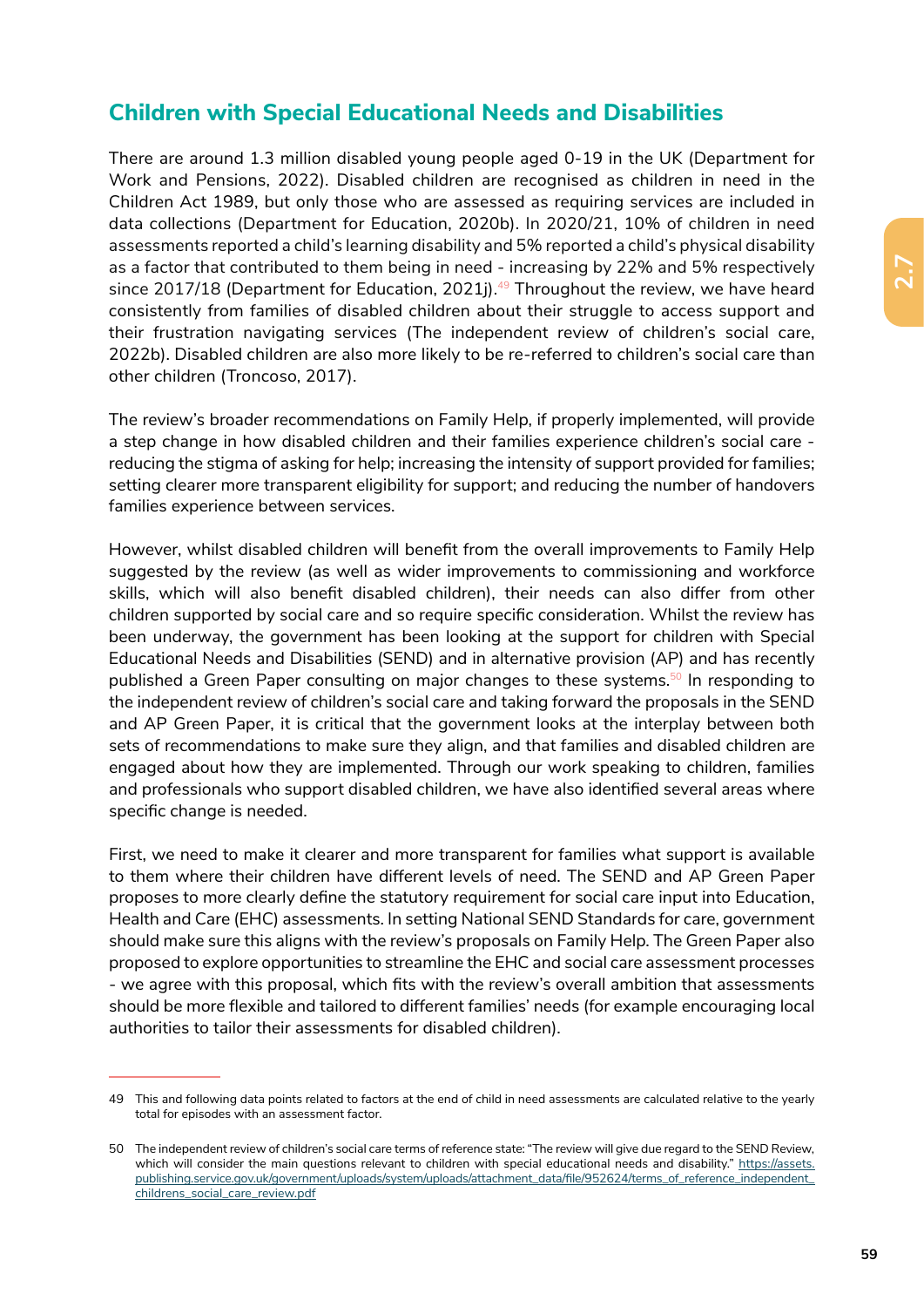## Children with Special Educational Needs and Disabilities

There are around 1.3 million disabled young people aged 0-19 in the UK (Department for Work and Pensions, 2022). Disabled children are recognised as children in need in the Children Act 1989, but only those who are assessed as requiring services are included in data collections (Department for Education, 2020b). In 2020/21, 10% of children in need assessments reported a child's learning disability and 5% reported a child's physical disability as a factor that contributed to them being in need - increasing by 22% and 5% respectively since 2017/18 (Department for Education, 2021j).[49] Throughout the review, we have heard consistently from families of disabled children about their struggle to access support and their frustration navigating services (The independent review of children's social care, 2022b). Disabled children are also more likely to be re-referred to children's social care than other children (Troncoso, 2017).

The review's broader recommendations on Family Help, if properly implemented, will provide a step change in how disabled children and their families experience children's social care - reducing the stigma of asking for help; increasing the intensity of support provided for families; setting clearer more transparent eligibility for support; and reducing the number of handovers families experience between services.

However, whilst disabled children will benefit from the overall improvements to Family Help suggested by the review (as well as wider improvements to commissioning and workforce skills, which will also benefit disabled children), their needs can also differ from other children supported by social care and so require specific consideration. Whilst the review has been underway, the government has been looking at the support for children with Special Educational Needs and Disabilities (SEND) and in alternative provision (AP) and has recently published a Green Paper consulting on major changes to these systems.[50] In responding to the independent review of children's social care and taking forward the proposals in the SEND and AP Green Paper, it is critical that the government looks at the interplay between both sets of recommendations to make sure they align, and that families and disabled children are engaged about how they are implemented. Through our work speaking to children, families and professionals who support disabled children, we have also identified several areas where specific change is needed.

First, we need to make it clearer and more transparent for families what support is available to them where their children have different levels of need. The SEND and AP Green Paper proposes to more clearly define the statutory requirement for social care input into Education, Health and Care (EHC) assessments. In setting National SEND Standards for care, government should make sure this aligns with the review's proposals on Family Help. The Green Paper also proposed to explore opportunities to streamline the EHC and social care assessment processes - we agree with this proposal, which fits with the review's overall ambition that assessments should be more flexible and tailored to different families' needs (for example encouraging local authorities to tailor their assessments for disabled children).

---

49 This and following data points related to factors at the end of child in need assessments are calculated relative to the yearly total for episodes with an assessment factor.

50 The independent review of children's social care terms of reference state: "The review will give due regard to the SEND Review, which will consider the main questions relevant to children with special educational needs and disability." https://assets.publishing.service.gov.uk/government/uploads/system/uploads/attachment_data/file/952624/terms_of_reference_independent_childrens_social_care_review.pdf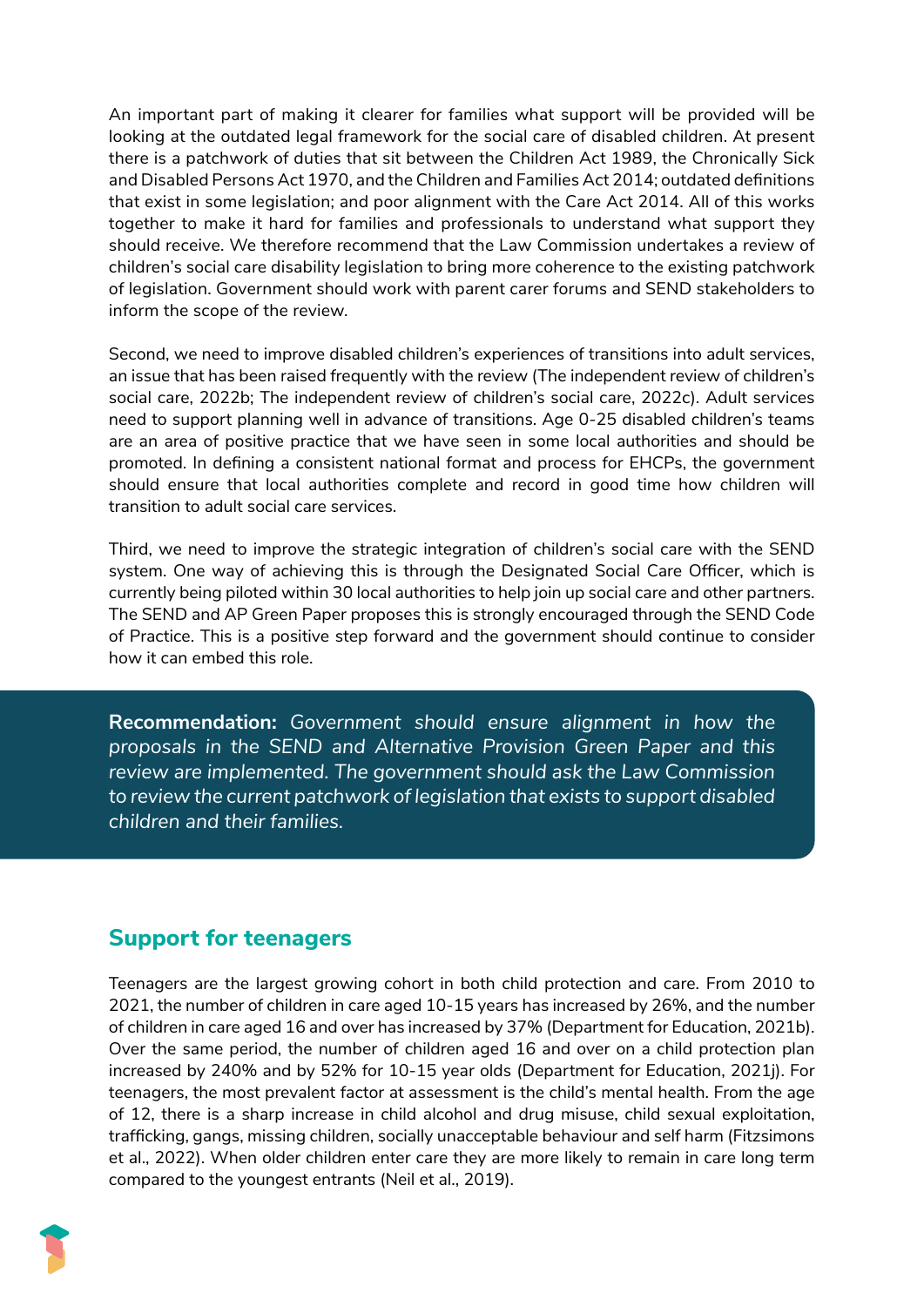An important part of making it clearer for families what support will be provided will be looking at the outdated legal framework for the social care of disabled children. At present there is a patchwork of duties that sit between the Children Act 1989, the Chronically Sick and Disabled Persons Act 1970, and the Children and Families Act 2014; outdated definitions that exist in some legislation; and poor alignment with the Care Act 2014. All of this works together to make it hard for families and professionals to understand what support they should receive. We therefore recommend that the Law Commission undertakes a review of children's social care disability legislation to bring more coherence to the existing patchwork of legislation. Government should work with parent carer forums and SEND stakeholders to inform the scope of the review.

Second, we need to improve disabled children's experiences of transitions into adult services, an issue that has been raised frequently with the review (The independent review of children's social care, 2022b; The independent review of children's social care, 2022c). Adult services need to support planning well in advance of transitions. Age 0-25 disabled children's teams are an area of positive practice that we have seen in some local authorities and should be promoted. In defining a consistent national format and process for EHCPs, the government should ensure that local authorities complete and record in good time how children will transition to adult social care services.

Third, we need to improve the strategic integration of children's social care with the SEND system. One way of achieving this is through the Designated Social Care Officer, which is currently being piloted within 30 local authorities to help join up social care and other partners. The SEND and AP Green Paper proposes this is strongly encouraged through the SEND Code of Practice. This is a positive step forward and the government should continue to consider how it can embed this role.

**Recommendation:** *Government should ensure alignment in how the proposals in the SEND and Alternative Provision Green Paper and this review are implemented. The government should ask the Law Commission to review the current patchwork of legislation that exists to support disabled children and their families.*

## Support for teenagers

Teenagers are the largest growing cohort in both child protection and care. From 2010 to 2021, the number of children in care aged 10-15 years has increased by 26%, and the number of children in care aged 16 and over has increased by 37% (Department for Education, 2021b). Over the same period, the number of children aged 16 and over on a child protection plan increased by 240% and by 52% for 10-15 year olds (Department for Education, 2021j). For teenagers, the most prevalent factor at assessment is the child's mental health. From the age of 12, there is a sharp increase in child alcohol and drug misuse, child sexual exploitation, trafficking, gangs, missing children, socially unacceptable behaviour and self harm (Fitzsimons et al., 2022). When older children enter care they are more likely to remain in care long term compared to the youngest entrants (Neil et al., 2019).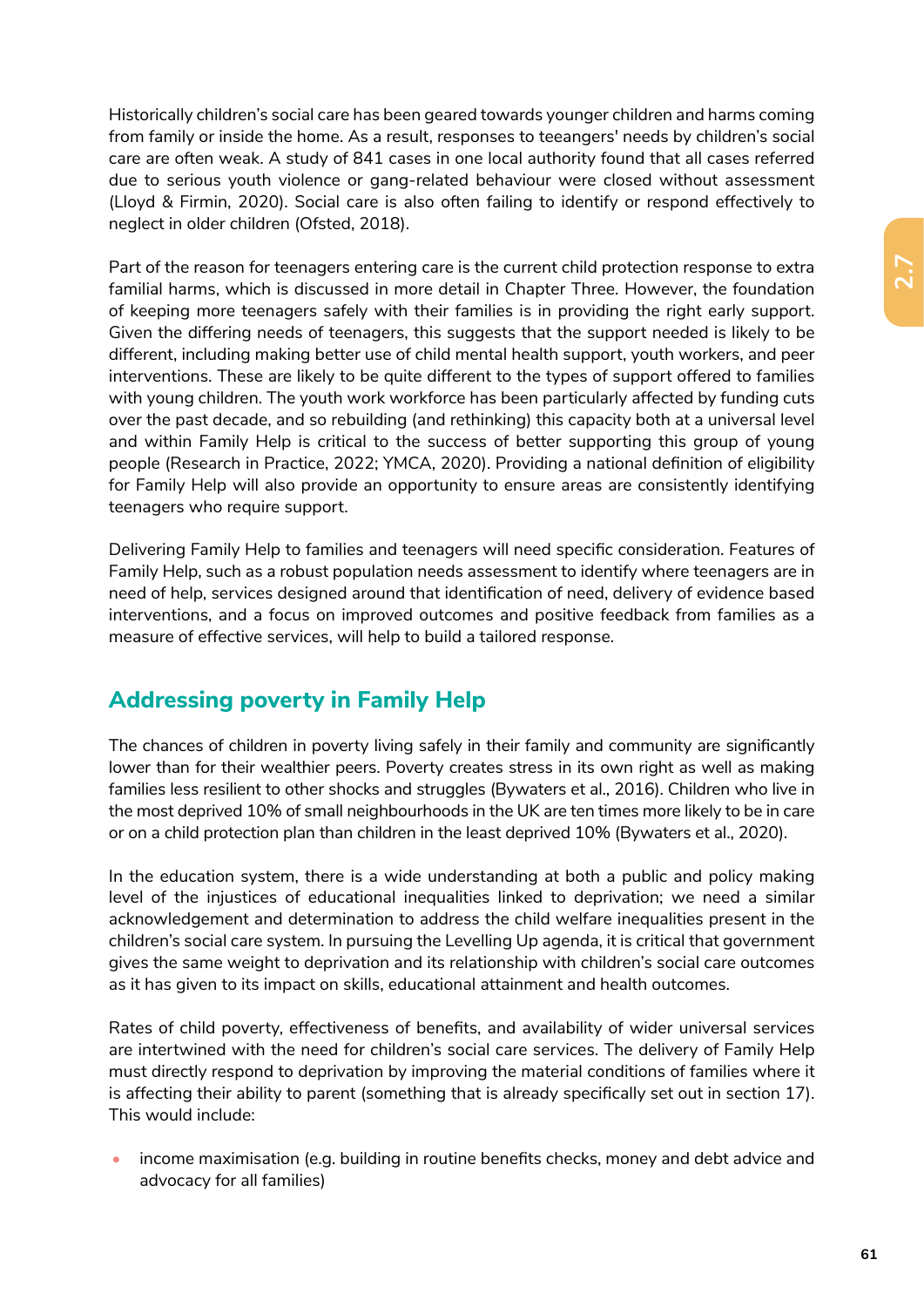Historically children's social care has been geared towards younger children and harms coming from family or inside the home. As a result, responses to teeangers' needs by children's social care are often weak. A study of 841 cases in one local authority found that all cases referred due to serious youth violence or gang-related behaviour were closed without assessment (Lloyd & Firmin, 2020). Social care is also often failing to identify or respond effectively to neglect in older children (Ofsted, 2018).

Part of the reason for teenagers entering care is the current child protection response to extra familial harms, which is discussed in more detail in Chapter Three. However, the foundation of keeping more teenagers safely with their families is in providing the right early support. Given the differing needs of teenagers, this suggests that the support needed is likely to be different, including making better use of child mental health support, youth workers, and peer interventions. These are likely to be quite different to the types of support offered to families with young children. The youth work workforce has been particularly affected by funding cuts over the past decade, and so rebuilding (and rethinking) this capacity both at a universal level and within Family Help is critical to the success of better supporting this group of young people (Research in Practice, 2022; YMCA, 2020). Providing a national definition of eligibility for Family Help will also provide an opportunity to ensure areas are consistently identifying teenagers who require support.

Delivering Family Help to families and teenagers will need specific consideration. Features of Family Help, such as a robust population needs assessment to identify where teenagers are in need of help, services designed around that identification of need, delivery of evidence based interventions, and a focus on improved outcomes and positive feedback from families as a measure of effective services, will help to build a tailored response.

## Addressing poverty in Family Help

The chances of children in poverty living safely in their family and community are significantly lower than for their wealthier peers. Poverty creates stress in its own right as well as making families less resilient to other shocks and struggles (Bywaters et al., 2016). Children who live in the most deprived 10% of small neighbourhoods in the UK are ten times more likely to be in care or on a child protection plan than children in the least deprived 10% (Bywaters et al., 2020).

In the education system, there is a wide understanding at both a public and policy making level of the injustices of educational inequalities linked to deprivation; we need a similar acknowledgement and determination to address the child welfare inequalities present in the children's social care system. In pursuing the Levelling Up agenda, it is critical that government gives the same weight to deprivation and its relationship with children's social care outcomes as it has given to its impact on skills, educational attainment and health outcomes.

Rates of child poverty, effectiveness of benefits, and availability of wider universal services are intertwined with the need for children's social care services. The delivery of Family Help must directly respond to deprivation by improving the material conditions of families where it is affecting their ability to parent (something that is already specifically set out in section 17). This would include:

- income maximisation (e.g. building in routine benefits checks, money and debt advice and advocacy for all families)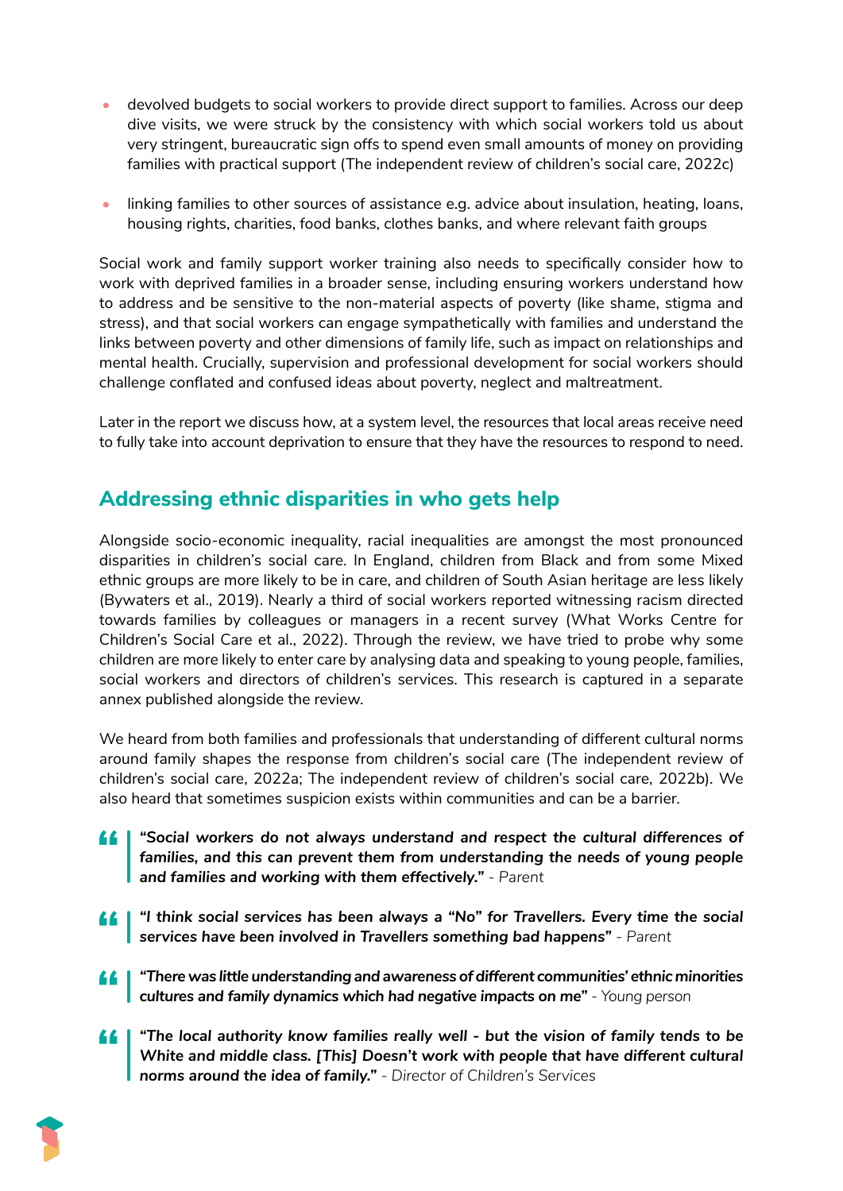- devolved budgets to social workers to provide direct support to families. Across our deep dive visits, we were struck by the consistency with which social workers told us about very stringent, bureaucratic sign offs to spend even small amounts of money on providing families with practical support (The independent review of children's social care, 2022c)
- linking families to other sources of assistance e.g. advice about insulation, heating, loans, housing rights, charities, food banks, clothes banks, and where relevant faith groups

Social work and family support worker training also needs to specifically consider how to work with deprived families in a broader sense, including ensuring workers understand how to address and be sensitive to the non-material aspects of poverty (like shame, stigma and stress), and that social workers can engage sympathetically with families and understand the links between poverty and other dimensions of family life, such as impact on relationships and mental health. Crucially, supervision and professional development for social workers should challenge conflated and confused ideas about poverty, neglect and maltreatment.

Later in the report we discuss how, at a system level, the resources that local areas receive need to fully take into account deprivation to ensure that they have the resources to respond to need.

## Addressing ethnic disparities in who gets help

Alongside socio-economic inequality, racial inequalities are amongst the most pronounced disparities in children's social care. In England, children from Black and from some Mixed ethnic groups are more likely to be in care, and children of South Asian heritage are less likely (Bywaters et al., 2019). Nearly a third of social workers reported witnessing racism directed towards families by colleagues or managers in a recent survey (What Works Centre for Children's Social Care et al., 2022). Through the review, we have tried to probe why some children are more likely to enter care by analysing data and speaking to young people, families, social workers and directors of children's services. This research is captured in a separate annex published alongside the review.

We heard from both families and professionals that understanding of different cultural norms around family shapes the response from children's social care (The independent review of children's social care, 2022a; The independent review of children's social care, 2022b). We also heard that sometimes suspicion exists within communities and can be a barrier.

> ***"Social workers do not always understand and respect the cultural differences of families, and this can prevent them from understanding the needs of young people and families and working with them effectively."*** *- Parent*

> ***"I think social services has been always a "No" for Travellers. Every time the social services have been involved in Travellers something bad happens"*** *- Parent*

> ***"There was little understanding and awareness of different communities' ethnic minorities cultures and family dynamics which had negative impacts on me"*** *- Young person*

> ***"The local authority know families really well - but the vision of family tends to be White and middle class. [This] Doesn't work with people that have different cultural norms around the idea of family."*** *- Director of Children's Services*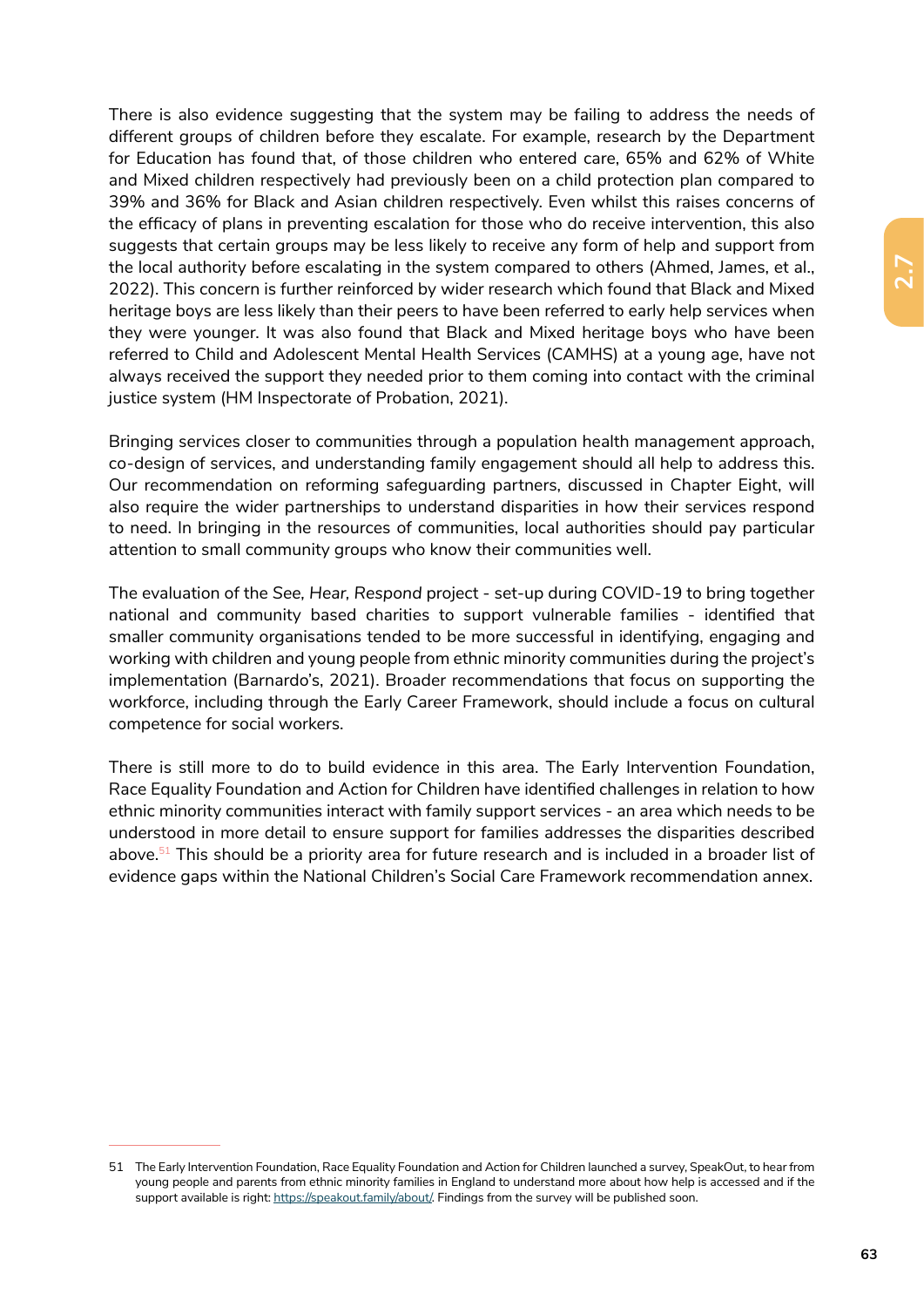There is also evidence suggesting that the system may be failing to address the needs of different groups of children before they escalate. For example, research by the Department for Education has found that, of those children who entered care, 65% and 62% of White and Mixed children respectively had previously been on a child protection plan compared to 39% and 36% for Black and Asian children respectively. Even whilst this raises concerns of the efficacy of plans in preventing escalation for those who do receive intervention, this also suggests that certain groups may be less likely to receive any form of help and support from the local authority before escalating in the system compared to others (Ahmed, James, et al., 2022). This concern is further reinforced by wider research which found that Black and Mixed heritage boys are less likely than their peers to have been referred to early help services when they were younger. It was also found that Black and Mixed heritage boys who have been referred to Child and Adolescent Mental Health Services (CAMHS) at a young age, have not always received the support they needed prior to them coming into contact with the criminal justice system (HM Inspectorate of Probation, 2021).

Bringing services closer to communities through a population health management approach, co-design of services, and understanding family engagement should all help to address this. Our recommendation on reforming safeguarding partners, discussed in Chapter Eight, will also require the wider partnerships to understand disparities in how their services respond to need. In bringing in the resources of communities, local authorities should pay particular attention to small community groups who know their communities well.

The evaluation of the *See, Hear, Respond* project - set-up during COVID-19 to bring together national and community based charities to support vulnerable families - identified that smaller community organisations tended to be more successful in identifying, engaging and working with children and young people from ethnic minority communities during the project's implementation (Barnardo's, 2021). Broader recommendations that focus on supporting the workforce, including through the Early Career Framework, should include a focus on cultural competence for social workers.

There is still more to do to build evidence in this area. The Early Intervention Foundation, Race Equality Foundation and Action for Children have identified challenges in relation to how ethnic minority communities interact with family support services - an area which needs to be understood in more detail to ensure support for families addresses the disparities described above.[51] This should be a priority area for future research and is included in a broader list of evidence gaps within the National Children's Social Care Framework recommendation annex.

---

51 The Early Intervention Foundation, Race Equality Foundation and Action for Children launched a survey, SpeakOut, to hear from young people and parents from ethnic minority families in England to understand more about how help is accessed and if the support available is right: https://speakout.family/about/. Findings from the survey will be published soon.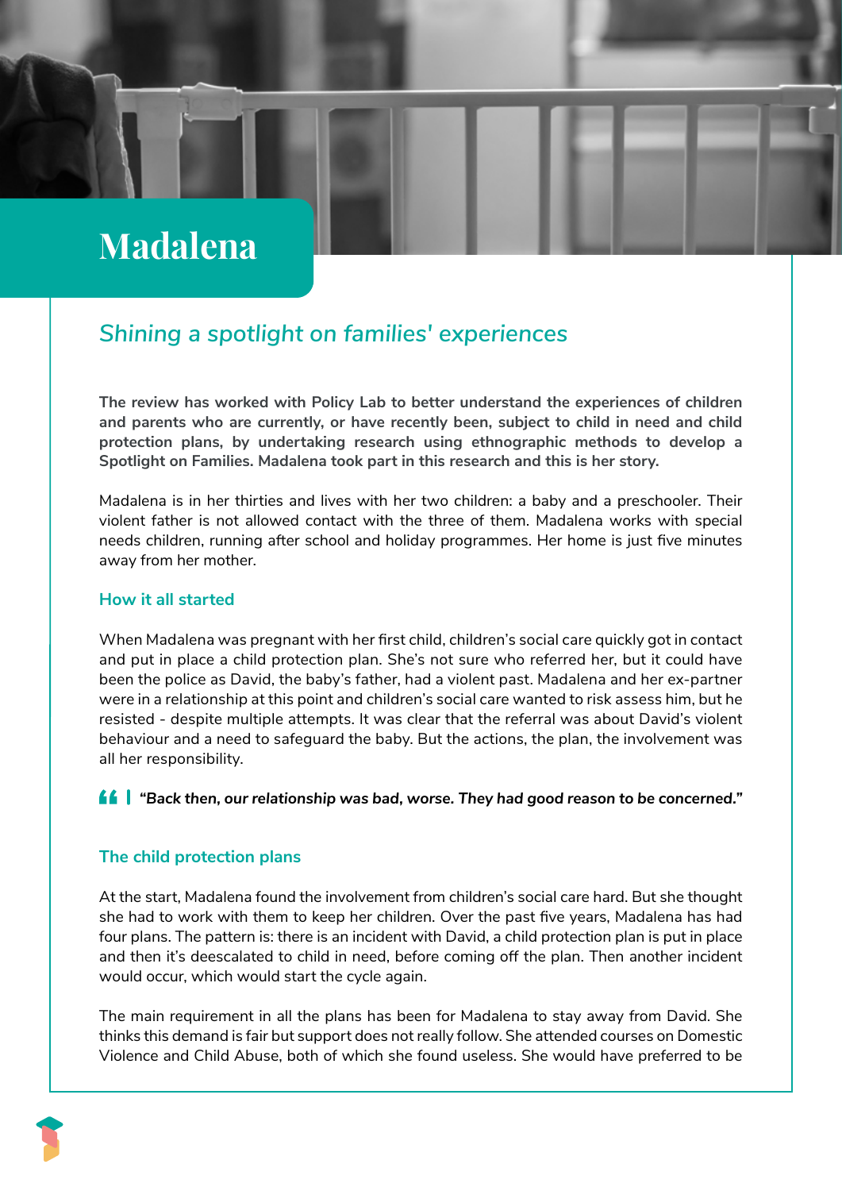# Madalena

## *Shining a spotlight on families' experiences*

**The review has worked with Policy Lab to better understand the experiences of children and parents who are currently, or have recently been, subject to child in need and child protection plans, by undertaking research using ethnographic methods to develop a Spotlight on Families. Madalena took part in this research and this is her story.**

Madalena is in her thirties and lives with her two children: a baby and a preschooler. Their violent father is not allowed contact with the three of them. Madalena works with special needs children, running after school and holiday programmes. Her home is just five minutes away from her mother.

### How it all started

When Madalena was pregnant with her first child, children's social care quickly got in contact and put in place a child protection plan. She's not sure who referred her, but it could have been the police as David, the baby's father, had a violent past. Madalena and her ex-partner were in a relationship at this point and children's social care wanted to risk assess him, but he resisted - despite multiple attempts. It was clear that the referral was about David's violent behaviour and a need to safeguard the baby. But the actions, the plan, the involvement was all her responsibility.

> ***"Back then, our relationship was bad, worse. They had good reason to be concerned."***

### The child protection plans

At the start, Madalena found the involvement from children's social care hard. But she thought she had to work with them to keep her children. Over the past five years, Madalena has had four plans. The pattern is: there is an incident with David, a child protection plan is put in place and then it's deescalated to child in need, before coming off the plan. Then another incident would occur, which would start the cycle again.

The main requirement in all the plans has been for Madalena to stay away from David. She thinks this demand is fair but support does not really follow. She attended courses on Domestic Violence and Child Abuse, both of which she found useless. She would have preferred to be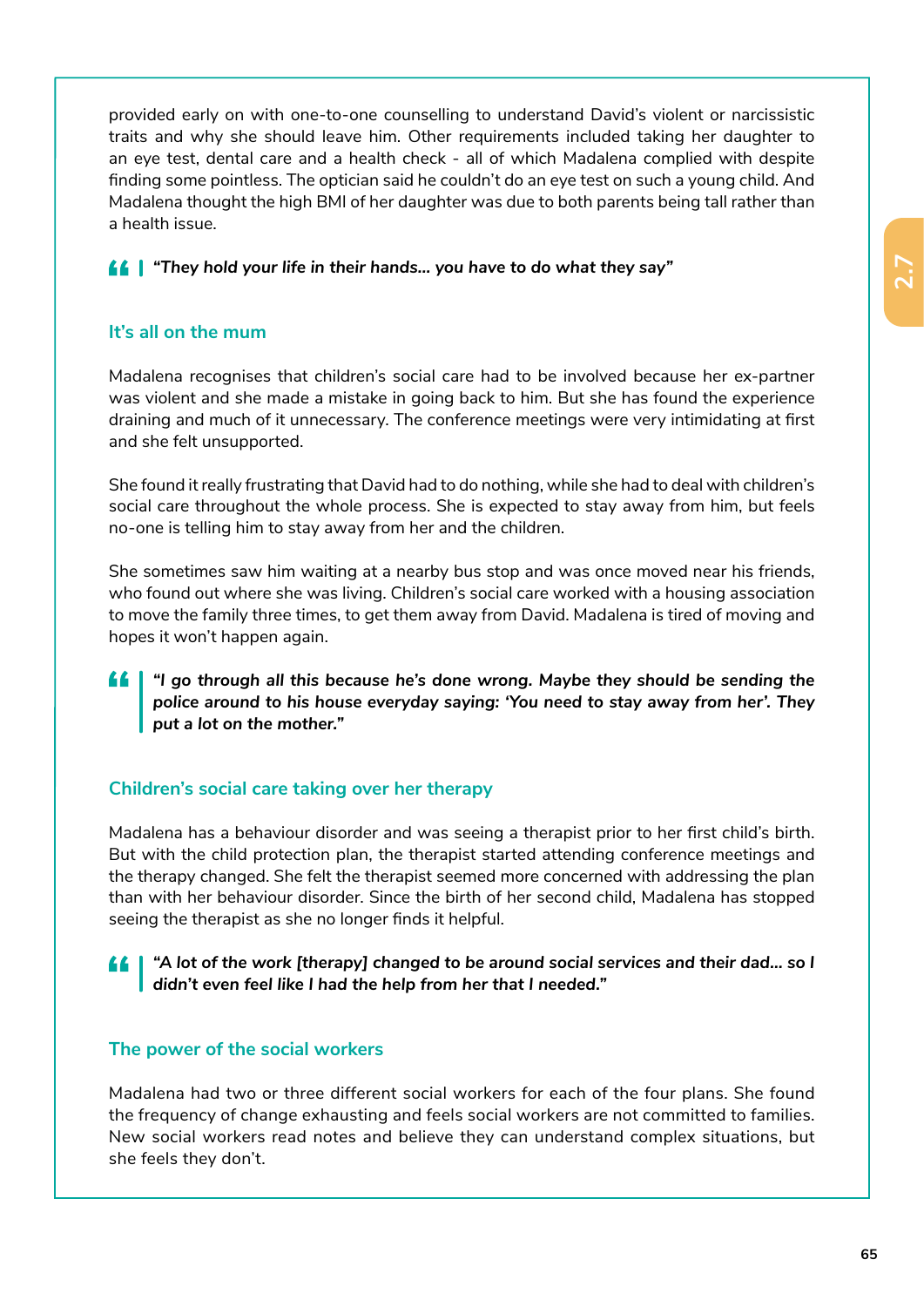provided early on with one-to-one counselling to understand David's violent or narcissistic traits and why she should leave him. Other requirements included taking her daughter to an eye test, dental care and a health check - all of which Madalena complied with despite finding some pointless. The optician said he couldn't do an eye test on such a young child. And Madalena thought the high BMI of her daughter was due to both parents being tall rather than a health issue.

> ***"They hold your life in their hands... you have to do what they say"***

### It's all on the mum

Madalena recognises that children's social care had to be involved because her ex-partner was violent and she made a mistake in going back to him. But she has found the experience draining and much of it unnecessary. The conference meetings were very intimidating at first and she felt unsupported.

She found it really frustrating that David had to do nothing, while she had to deal with children's social care throughout the whole process. She is expected to stay away from him, but feels no-one is telling him to stay away from her and the children.

She sometimes saw him waiting at a nearby bus stop and was once moved near his friends, who found out where she was living. Children's social care worked with a housing association to move the family three times, to get them away from David. Madalena is tired of moving and hopes it won't happen again.

> ***"I go through all this because he's done wrong. Maybe they should be sending the police around to his house everyday saying: 'You need to stay away from her'. They put a lot on the mother."***

### Children's social care taking over her therapy

Madalena has a behaviour disorder and was seeing a therapist prior to her first child's birth. But with the child protection plan, the therapist started attending conference meetings and the therapy changed. She felt the therapist seemed more concerned with addressing the plan than with her behaviour disorder. Since the birth of her second child, Madalena has stopped seeing the therapist as she no longer finds it helpful.

> ***"A lot of the work [therapy] changed to be around social services and their dad... so I didn't even feel like I had the help from her that I needed."***

### The power of the social workers

Madalena had two or three different social workers for each of the four plans. She found the frequency of change exhausting and feels social workers are not committed to families. New social workers read notes and believe they can understand complex situations, but she feels they don't.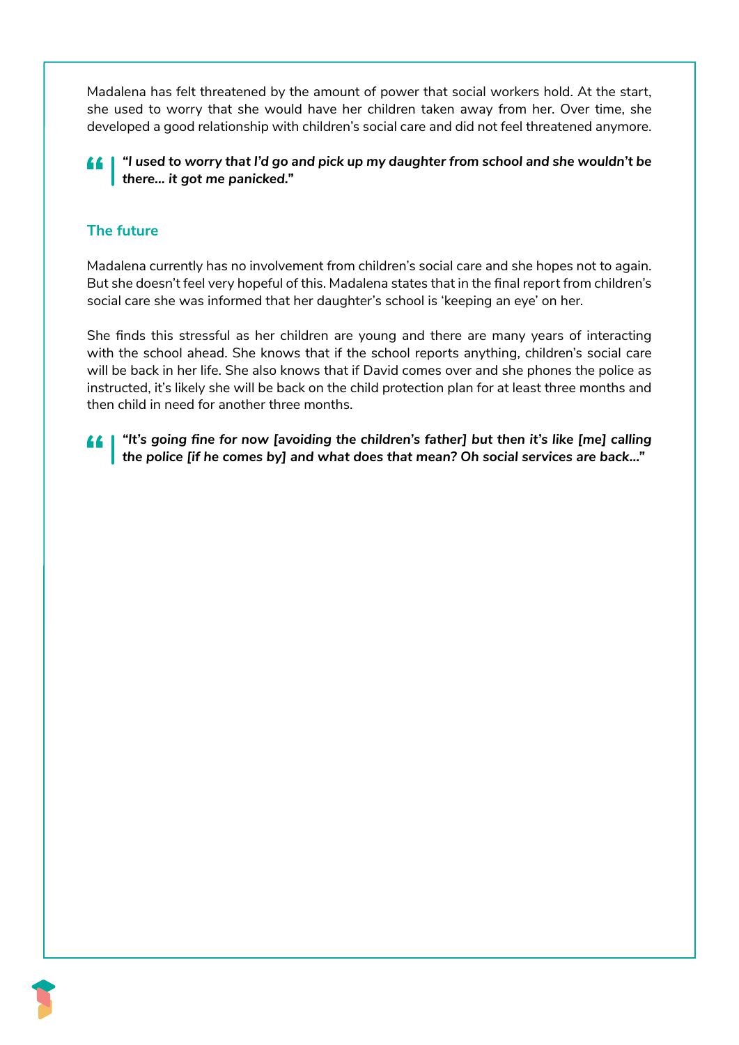Madalena has felt threatened by the amount of power that social workers hold. At the start, she used to worry that she would have her children taken away from her. Over time, she developed a good relationship with children's social care and did not feel threatened anymore.

> ***"I used to worry that I'd go and pick up my daughter from school and she wouldn't be there… it got me panicked."***

## The future

Madalena currently has no involvement from children's social care and she hopes not to again. But she doesn't feel very hopeful of this. Madalena states that in the final report from children's social care she was informed that her daughter's school is 'keeping an eye' on her.

She finds this stressful as her children are young and there are many years of interacting with the school ahead. She knows that if the school reports anything, children's social care will be back in her life. She also knows that if David comes over and she phones the police as instructed, it's likely she will be back on the child protection plan for at least three months and then child in need for another three months.

> ***"It's going fine for now [avoiding the children's father] but then it's like [me] calling the police [if he comes by] and what does that mean? Oh social services are back…"***